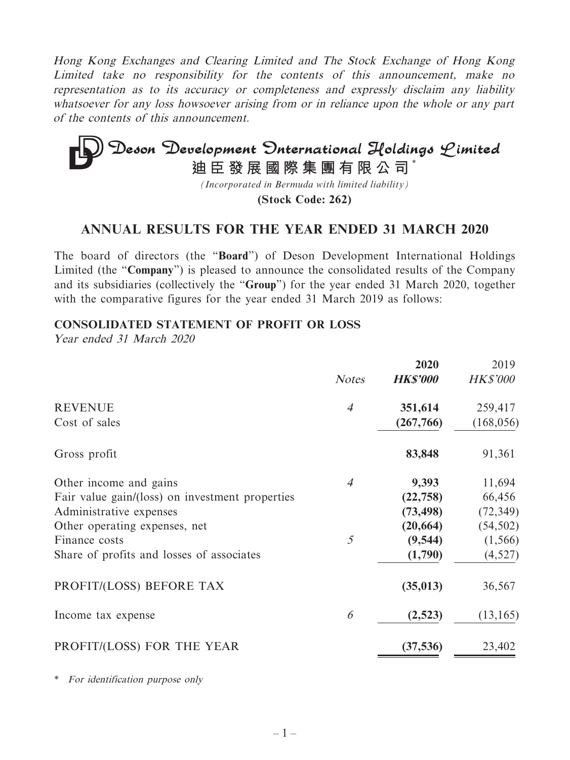*Hong Kong Exchanges and Clearing Limited and The Stock Exchange of Hong Kong Limited take no responsibility for the contents of this announcement, make no representation as to its accuracy or completeness and expressly disclaim any liability whatsoever for any loss howsoever arising from or in reliance upon the whole or any part of the contents of this announcement.*

# Deson Development International Holdings Limited

**迪臣發展國際集團有限公司***

*(Incorporated in Bermuda with limited liability)*

**(Stock Code: 262)**

## ANNUAL RESULTS FOR THE YEAR ENDED 31 MARCH 2020

The board of directors (the "**Board**") of Deson Development International Holdings Limited (the "**Company**") is pleased to announce the consolidated results of the Company and its subsidiaries (collectively the "**Group**") for the year ended 31 March 2020, together with the comparative figures for the year ended 31 March 2019 as follows:

### CONSOLIDATED STATEMENT OF PROFIT OR LOSS

*Year ended 31 March 2020*

| | *Notes* | **2020** *HK$'000* | 2019 *HK$'000* |
|---|---|---|---|
| REVENUE | *4* | **351,614** | 259,417 |
| Cost of sales | | **(267,766)** | (168,056) |
| Gross profit | | **83,848** | 91,361 |
| Other income and gains | *4* | **9,393** | 11,694 |
| Fair value gain/(loss) on investment properties | | **(22,758)** | 66,456 |
| Administrative expenses | | **(73,498)** | (72,349) |
| Other operating expenses, net | | **(20,664)** | (54,502) |
| Finance costs | *5* | **(9,544)** | (1,566) |
| Share of profits and losses of associates | | **(1,790)** | (4,527) |
| PROFIT/(LOSS) BEFORE TAX | | **(35,013)** | 36,567 |
| Income tax expense | *6* | **(2,523)** | (13,165) |
| PROFIT/(LOSS) FOR THE YEAR | | **(37,536)** | 23,402 |

\* *For identification purpose only*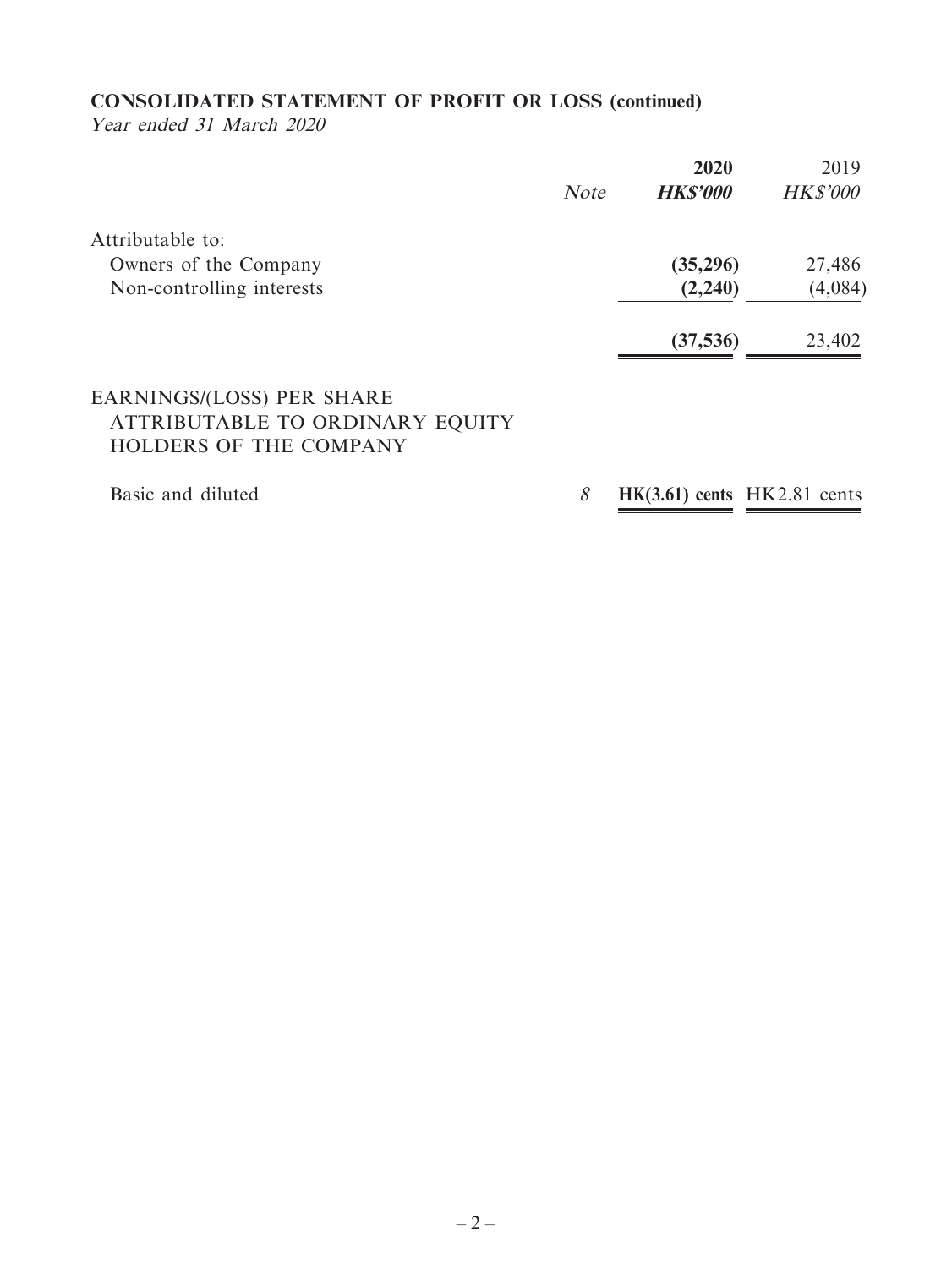## CONSOLIDATED STATEMENT OF PROFIT OR LOSS (continued)

*Year ended 31 March 2020*

| | *Note* | **2020** | 2019 |
|---|---|---|---|
| | | ***HK$'000*** | *HK$'000* |
| Attributable to: | | | |
| Owners of the Company | | **(35,296)** | 27,486 |
| Non-controlling interests | | **(2,240)** | (4,084) |
| | | **(37,536)** | 23,402 |
| EARNINGS/(LOSS) PER SHARE ATTRIBUTABLE TO ORDINARY EQUITY HOLDERS OF THE COMPANY | | | |
| Basic and diluted | *8* | **HK(3.61) cents** | HK2.81 cents |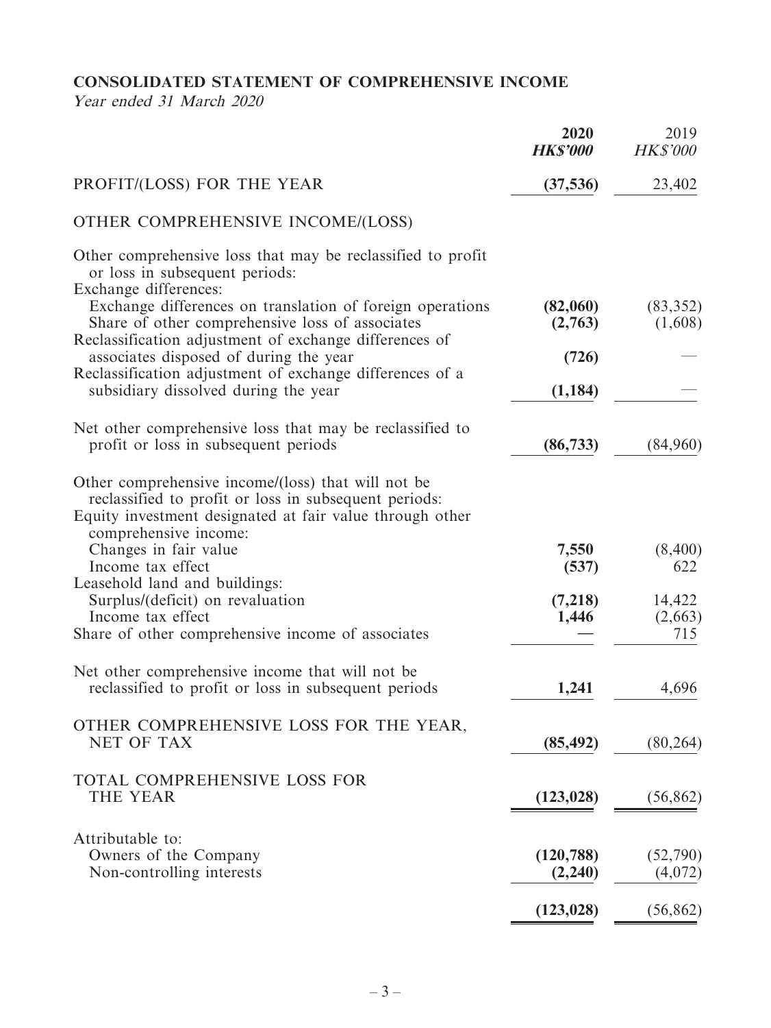## CONSOLIDATED STATEMENT OF COMPREHENSIVE INCOME

*Year ended 31 March 2020*

| | **2020** | 2019 |
|---|---|---|
| | ***HK$'000*** | *HK$'000* |
| PROFIT/(LOSS) FOR THE YEAR | **(37,536)** | 23,402 |
| OTHER COMPREHENSIVE INCOME/(LOSS) | | |
| Other comprehensive loss that may be reclassified to profit or loss in subsequent periods: | | |
| Exchange differences: | | |
| Exchange differences on translation of foreign operations | **(82,060)** | (83,352) |
| Share of other comprehensive loss of associates | **(2,763)** | (1,608) |
| Reclassification adjustment of exchange differences of associates disposed of during the year | **(726)** | — |
| Reclassification adjustment of exchange differences of a subsidiary dissolved during the year | **(1,184)** | — |
| Net other comprehensive loss that may be reclassified to profit or loss in subsequent periods | **(86,733)** | (84,960) |
| Other comprehensive income/(loss) that will not be reclassified to profit or loss in subsequent periods: | | |
| Equity investment designated at fair value through other comprehensive income: | | |
| Changes in fair value | **7,550** | (8,400) |
| Income tax effect | **(537)** | 622 |
| Leasehold land and buildings: | | |
| Surplus/(deficit) on revaluation | **(7,218)** | 14,422 |
| Income tax effect | **1,446** | (2,663) |
| Share of other comprehensive income of associates | **—** | 715 |
| Net other comprehensive income that will not be reclassified to profit or loss in subsequent periods | **1,241** | 4,696 |
| OTHER COMPREHENSIVE LOSS FOR THE YEAR, NET OF TAX | **(85,492)** | (80,264) |
| TOTAL COMPREHENSIVE LOSS FOR THE YEAR | **(123,028)** | (56,862) |
| Attributable to: | | |
| Owners of the Company | **(120,788)** | (52,790) |
| Non-controlling interests | **(2,240)** | (4,072) |
| | **(123,028)** | (56,862) |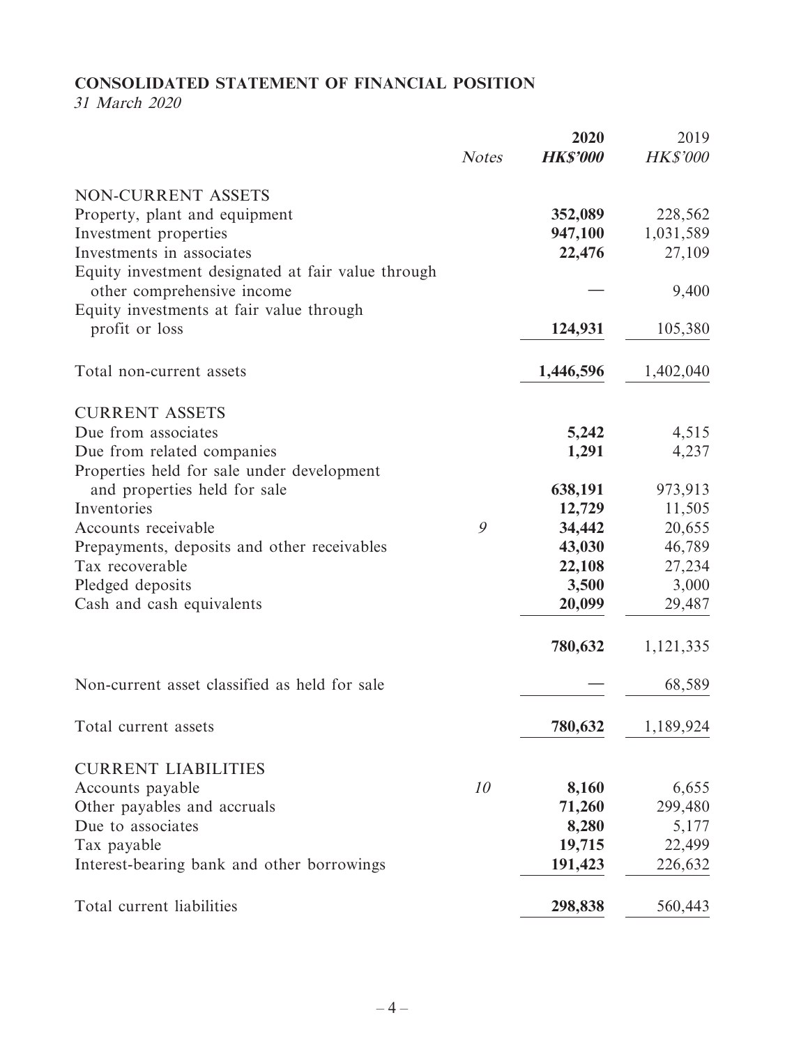**CONSOLIDATED STATEMENT OF FINANCIAL POSITION**

*31 March 2020*

| | *Notes* | **2020** | 2019 |
|---|---|---|---|
| | | ***HK$'000*** | *HK$'000* |
| NON-CURRENT ASSETS | | | |
| Property, plant and equipment | | **352,089** | 228,562 |
| Investment properties | | **947,100** | 1,031,589 |
| Investments in associates | | **22,476** | 27,109 |
| Equity investment designated at fair value through other comprehensive income | | **—** | 9,400 |
| Equity investments at fair value through profit or loss | | **124,931** | 105,380 |
| Total non-current assets | | **1,446,596** | 1,402,040 |
| CURRENT ASSETS | | | |
| Due from associates | | **5,242** | 4,515 |
| Due from related companies | | **1,291** | 4,237 |
| Properties held for sale under development and properties held for sale | | **638,191** | 973,913 |
| Inventories | | **12,729** | 11,505 |
| Accounts receivable | *9* | **34,442** | 20,655 |
| Prepayments, deposits and other receivables | | **43,030** | 46,789 |
| Tax recoverable | | **22,108** | 27,234 |
| Pledged deposits | | **3,500** | 3,000 |
| Cash and cash equivalents | | **20,099** | 29,487 |
| | | **780,632** | 1,121,335 |
| Non-current asset classified as held for sale | | **—** | 68,589 |
| Total current assets | | **780,632** | 1,189,924 |
| CURRENT LIABILITIES | | | |
| Accounts payable | *10* | **8,160** | 6,655 |
| Other payables and accruals | | **71,260** | 299,480 |
| Due to associates | | **8,280** | 5,177 |
| Tax payable | | **19,715** | 22,499 |
| Interest-bearing bank and other borrowings | | **191,423** | 226,632 |
| Total current liabilities | | **298,838** | 560,443 |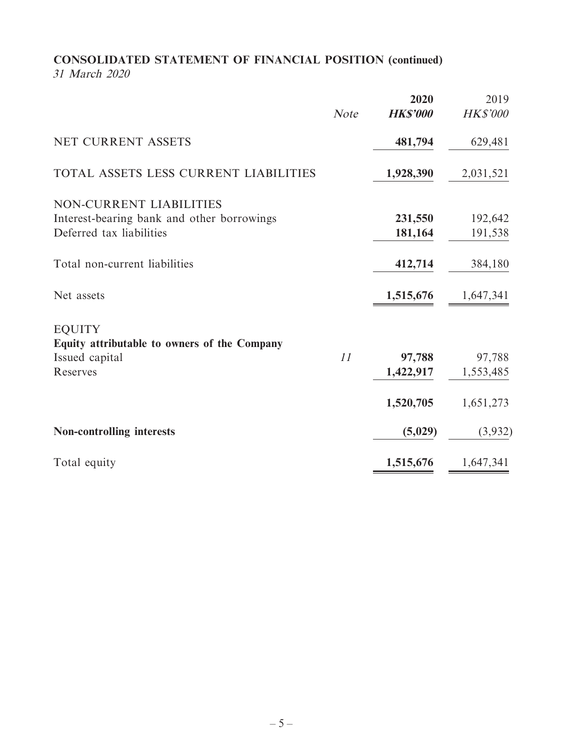## CONSOLIDATED STATEMENT OF FINANCIAL POSITION (continued)

*31 March 2020*

| | *Note* | **2020** ***HK$'000*** | 2019 *HK$'000* |
|---|---|---|---|
| NET CURRENT ASSETS | | **481,794** | 629,481 |
| TOTAL ASSETS LESS CURRENT LIABILITIES | | **1,928,390** | 2,031,521 |
| NON-CURRENT LIABILITIES | | | |
| Interest-bearing bank and other borrowings | | **231,550** | 192,642 |
| Deferred tax liabilities | | **181,164** | 191,538 |
| Total non-current liabilities | | **412,714** | 384,180 |
| Net assets | | **1,515,676** | 1,647,341 |
| EQUITY | | | |
| **Equity attributable to owners of the Company** | | | |
| Issued capital | *11* | **97,788** | 97,788 |
| Reserves | | **1,422,917** | 1,553,485 |
| | | **1,520,705** | 1,651,273 |
| **Non-controlling interests** | | **(5,029)** | (3,932) |
| Total equity | | **1,515,676** | 1,647,341 |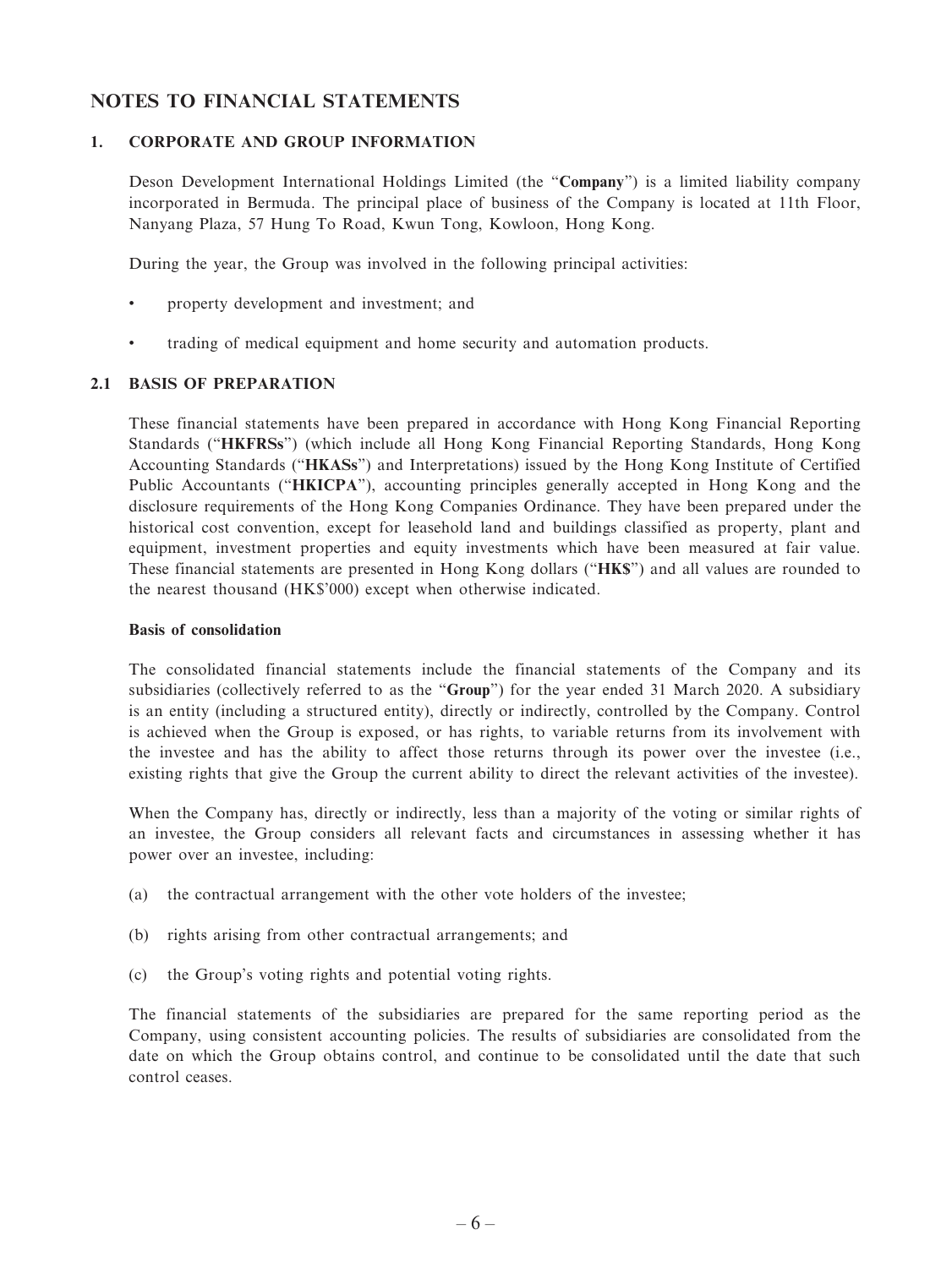# NOTES TO FINANCIAL STATEMENTS

## 1. CORPORATE AND GROUP INFORMATION

Deson Development International Holdings Limited (the "**Company**") is a limited liability company incorporated in Bermuda. The principal place of business of the Company is located at 11th Floor, Nanyang Plaza, 57 Hung To Road, Kwun Tong, Kowloon, Hong Kong.

During the year, the Group was involved in the following principal activities:

- property development and investment; and
- trading of medical equipment and home security and automation products.

## 2.1 BASIS OF PREPARATION

These financial statements have been prepared in accordance with Hong Kong Financial Reporting Standards ("**HKFRSs**") (which include all Hong Kong Financial Reporting Standards, Hong Kong Accounting Standards ("**HKASs**") and Interpretations) issued by the Hong Kong Institute of Certified Public Accountants ("**HKICPA**"), accounting principles generally accepted in Hong Kong and the disclosure requirements of the Hong Kong Companies Ordinance. They have been prepared under the historical cost convention, except for leasehold land and buildings classified as property, plant and equipment, investment properties and equity investments which have been measured at fair value. These financial statements are presented in Hong Kong dollars ("**HK$**") and all values are rounded to the nearest thousand (HK$'000) except when otherwise indicated.

**Basis of consolidation**

The consolidated financial statements include the financial statements of the Company and its subsidiaries (collectively referred to as the "**Group**") for the year ended 31 March 2020. A subsidiary is an entity (including a structured entity), directly or indirectly, controlled by the Company. Control is achieved when the Group is exposed, or has rights, to variable returns from its involvement with the investee and has the ability to affect those returns through its power over the investee (i.e., existing rights that give the Group the current ability to direct the relevant activities of the investee).

When the Company has, directly or indirectly, less than a majority of the voting or similar rights of an investee, the Group considers all relevant facts and circumstances in assessing whether it has power over an investee, including:

(a) the contractual arrangement with the other vote holders of the investee;

(b) rights arising from other contractual arrangements; and

(c) the Group's voting rights and potential voting rights.

The financial statements of the subsidiaries are prepared for the same reporting period as the Company, using consistent accounting policies. The results of subsidiaries are consolidated from the date on which the Group obtains control, and continue to be consolidated until the date that such control ceases.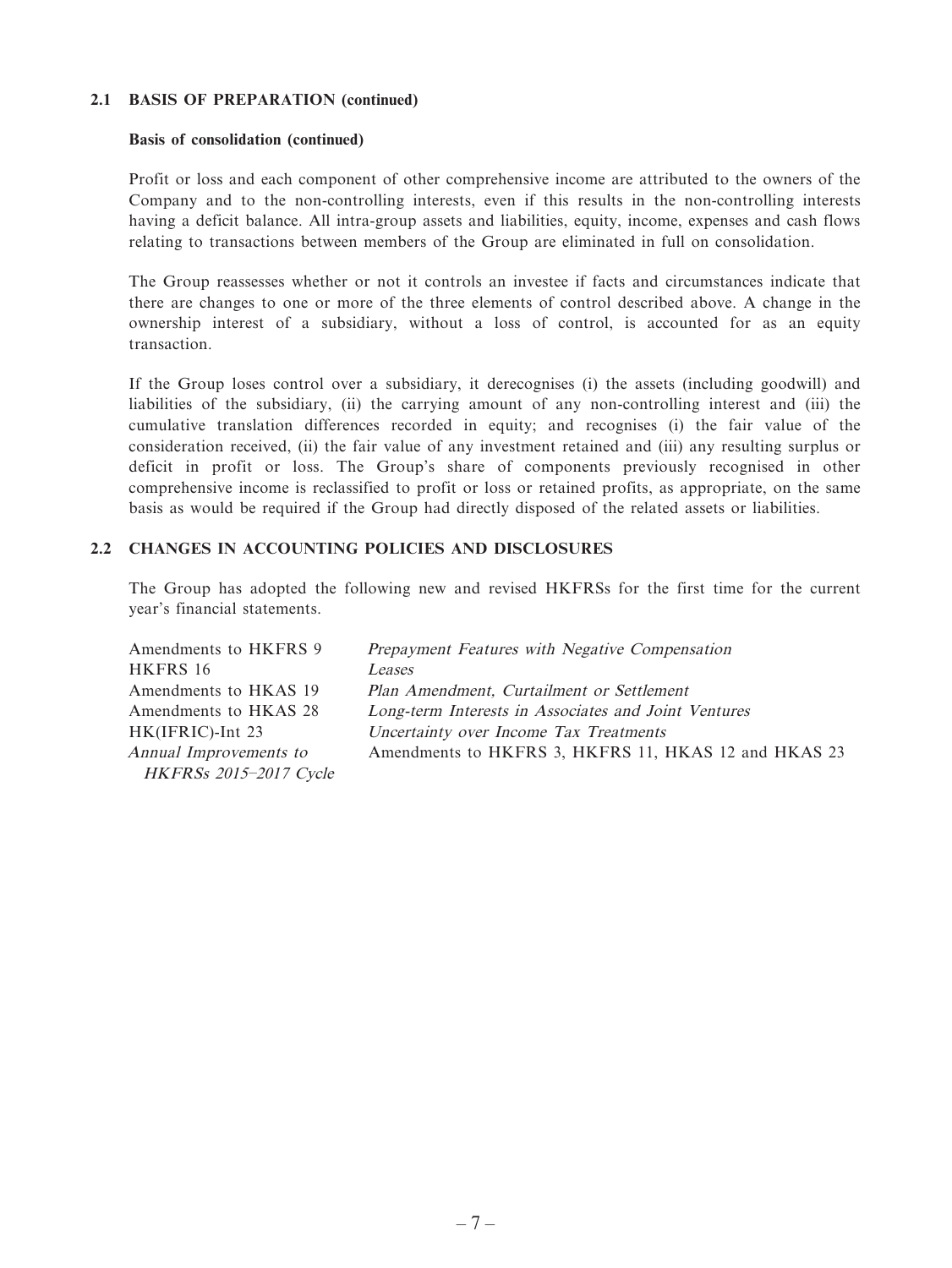### 2.1 BASIS OF PREPARATION (continued)

#### Basis of consolidation (continued)

Profit or loss and each component of other comprehensive income are attributed to the owners of the Company and to the non-controlling interests, even if this results in the non-controlling interests having a deficit balance. All intra-group assets and liabilities, equity, income, expenses and cash flows relating to transactions between members of the Group are eliminated in full on consolidation.

The Group reassesses whether or not it controls an investee if facts and circumstances indicate that there are changes to one or more of the three elements of control described above. A change in the ownership interest of a subsidiary, without a loss of control, is accounted for as an equity transaction.

If the Group loses control over a subsidiary, it derecognises (i) the assets (including goodwill) and liabilities of the subsidiary, (ii) the carrying amount of any non-controlling interest and (iii) the cumulative translation differences recorded in equity; and recognises (i) the fair value of the consideration received, (ii) the fair value of any investment retained and (iii) any resulting surplus or deficit in profit or loss. The Group's share of components previously recognised in other comprehensive income is reclassified to profit or loss or retained profits, as appropriate, on the same basis as would be required if the Group had directly disposed of the related assets or liabilities.

### 2.2 CHANGES IN ACCOUNTING POLICIES AND DISCLOSURES

The Group has adopted the following new and revised HKFRSs for the first time for the current year's financial statements.

| | |
|---|---|
| Amendments to HKFRS 9 | *Prepayment Features with Negative Compensation* |
| HKFRS 16 | *Leases* |
| Amendments to HKAS 19 | *Plan Amendment, Curtailment or Settlement* |
| Amendments to HKAS 28 | *Long-term Interests in Associates and Joint Ventures* |
| HK(IFRIC)-Int 23 | *Uncertainty over Income Tax Treatments* |
| *Annual Improvements to HKFRSs 2015–2017 Cycle* | Amendments to HKFRS 3, HKFRS 11, HKAS 12 and HKAS 23 |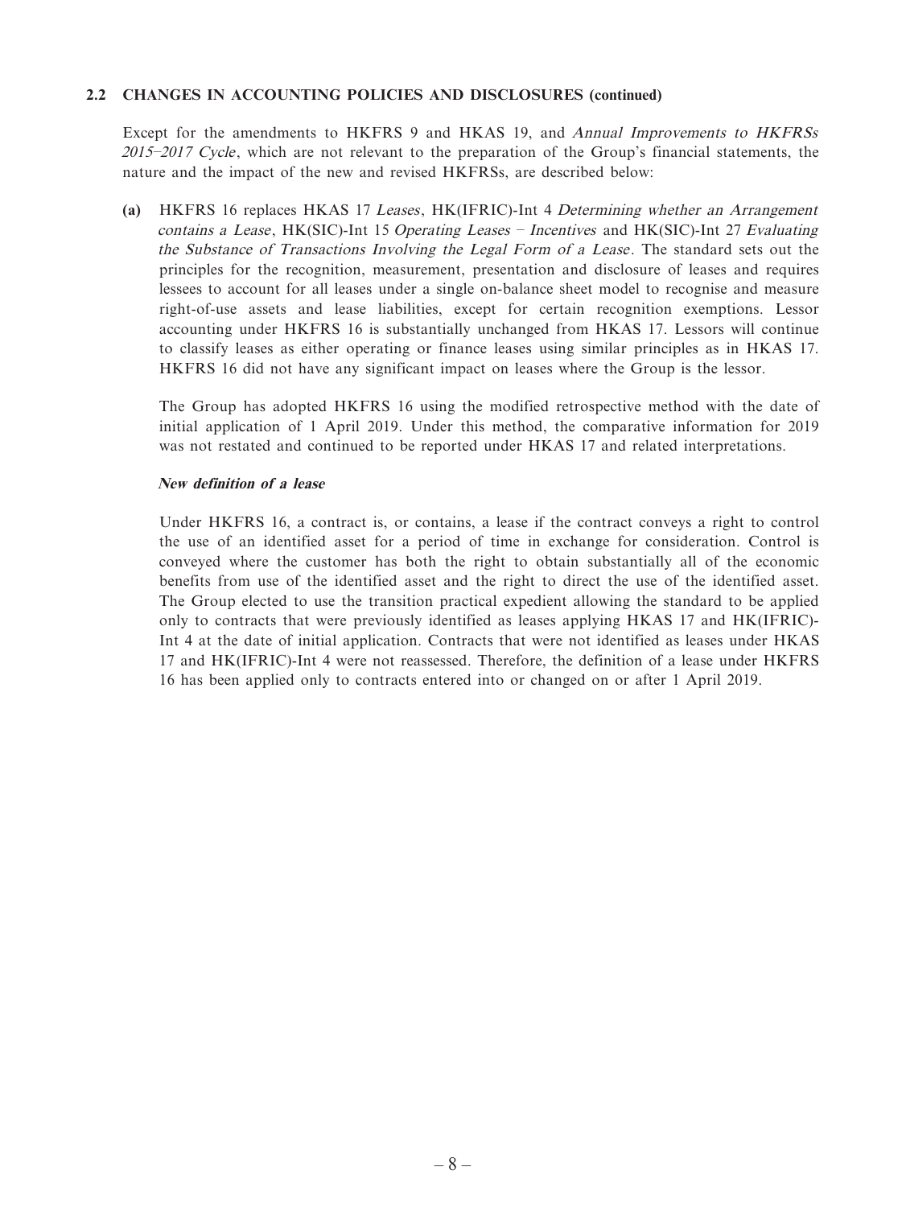**2.2 CHANGES IN ACCOUNTING POLICIES AND DISCLOSURES (continued)**

Except for the amendments to HKFRS 9 and HKAS 19, and *Annual Improvements to HKFRSs 2015–2017 Cycle*, which are not relevant to the preparation of the Group's financial statements, the nature and the impact of the new and revised HKFRSs, are described below:

**(a)** HKFRS 16 replaces HKAS 17 *Leases*, HK(IFRIC)-Int 4 *Determining whether an Arrangement contains a Lease*, HK(SIC)-Int 15 *Operating Leases – Incentives* and HK(SIC)-Int 27 *Evaluating the Substance of Transactions Involving the Legal Form of a Lease*. The standard sets out the principles for the recognition, measurement, presentation and disclosure of leases and requires lessees to account for all leases under a single on-balance sheet model to recognise and measure right-of-use assets and lease liabilities, except for certain recognition exemptions. Lessor accounting under HKFRS 16 is substantially unchanged from HKAS 17. Lessors will continue to classify leases as either operating or finance leases using similar principles as in HKAS 17. HKFRS 16 did not have any significant impact on leases where the Group is the lessor.

The Group has adopted HKFRS 16 using the modified retrospective method with the date of initial application of 1 April 2019. Under this method, the comparative information for 2019 was not restated and continued to be reported under HKAS 17 and related interpretations.

***New definition of a lease***

Under HKFRS 16, a contract is, or contains, a lease if the contract conveys a right to control the use of an identified asset for a period of time in exchange for consideration. Control is conveyed where the customer has both the right to obtain substantially all of the economic benefits from use of the identified asset and the right to direct the use of the identified asset. The Group elected to use the transition practical expedient allowing the standard to be applied only to contracts that were previously identified as leases applying HKAS 17 and HK(IFRIC)-Int 4 at the date of initial application. Contracts that were not identified as leases under HKAS 17 and HK(IFRIC)-Int 4 were not reassessed. Therefore, the definition of a lease under HKFRS 16 has been applied only to contracts entered into or changed on or after 1 April 2019.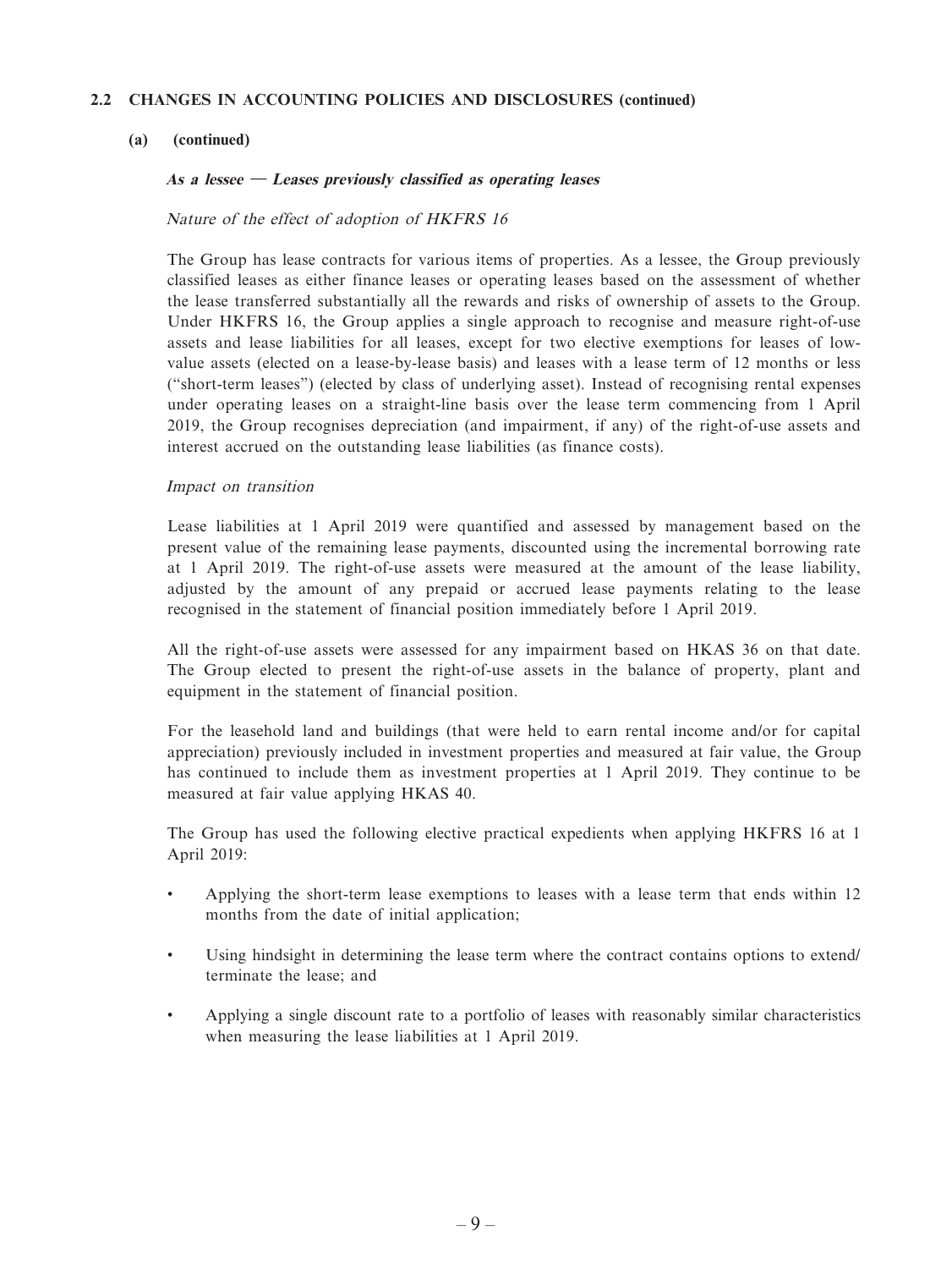## 2.2 CHANGES IN ACCOUNTING POLICIES AND DISCLOSURES (continued)

### (a) (continued)

***As a lessee — Leases previously classified as operating leases***

*Nature of the effect of adoption of HKFRS 16*

The Group has lease contracts for various items of properties. As a lessee, the Group previously classified leases as either finance leases or operating leases based on the assessment of whether the lease transferred substantially all the rewards and risks of ownership of assets to the Group. Under HKFRS 16, the Group applies a single approach to recognise and measure right-of-use assets and lease liabilities for all leases, except for two elective exemptions for leases of low-value assets (elected on a lease-by-lease basis) and leases with a lease term of 12 months or less ("short-term leases") (elected by class of underlying asset). Instead of recognising rental expenses under operating leases on a straight-line basis over the lease term commencing from 1 April 2019, the Group recognises depreciation (and impairment, if any) of the right-of-use assets and interest accrued on the outstanding lease liabilities (as finance costs).

*Impact on transition*

Lease liabilities at 1 April 2019 were quantified and assessed by management based on the present value of the remaining lease payments, discounted using the incremental borrowing rate at 1 April 2019. The right-of-use assets were measured at the amount of the lease liability, adjusted by the amount of any prepaid or accrued lease payments relating to the lease recognised in the statement of financial position immediately before 1 April 2019.

All the right-of-use assets were assessed for any impairment based on HKAS 36 on that date. The Group elected to present the right-of-use assets in the balance of property, plant and equipment in the statement of financial position.

For the leasehold land and buildings (that were held to earn rental income and/or for capital appreciation) previously included in investment properties and measured at fair value, the Group has continued to include them as investment properties at 1 April 2019. They continue to be measured at fair value applying HKAS 40.

The Group has used the following elective practical expedients when applying HKFRS 16 at 1 April 2019:

- Applying the short-term lease exemptions to leases with a lease term that ends within 12 months from the date of initial application;
- Using hindsight in determining the lease term where the contract contains options to extend/terminate the lease; and
- Applying a single discount rate to a portfolio of leases with reasonably similar characteristics when measuring the lease liabilities at 1 April 2019.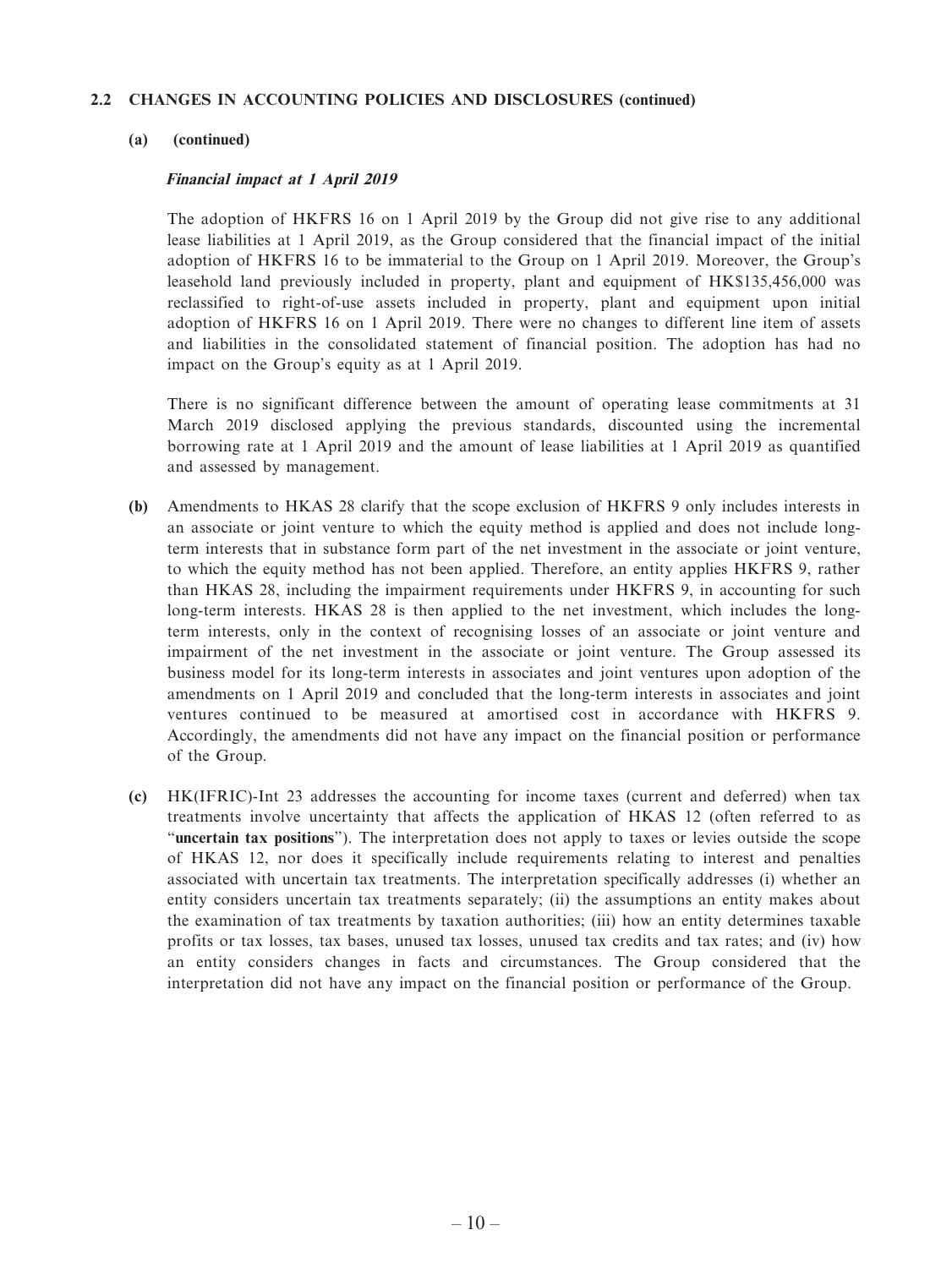## 2.2 CHANGES IN ACCOUNTING POLICIES AND DISCLOSURES (continued)

**(a) (continued)**

***Financial impact at 1 April 2019***

The adoption of HKFRS 16 on 1 April 2019 by the Group did not give rise to any additional lease liabilities at 1 April 2019, as the Group considered that the financial impact of the initial adoption of HKFRS 16 to be immaterial to the Group on 1 April 2019. Moreover, the Group's leasehold land previously included in property, plant and equipment of HK$135,456,000 was reclassified to right-of-use assets included in property, plant and equipment upon initial adoption of HKFRS 16 on 1 April 2019. There were no changes to different line item of assets and liabilities in the consolidated statement of financial position. The adoption has had no impact on the Group's equity as at 1 April 2019.

There is no significant difference between the amount of operating lease commitments at 31 March 2019 disclosed applying the previous standards, discounted using the incremental borrowing rate at 1 April 2019 and the amount of lease liabilities at 1 April 2019 as quantified and assessed by management.

**(b)** Amendments to HKAS 28 clarify that the scope exclusion of HKFRS 9 only includes interests in an associate or joint venture to which the equity method is applied and does not include long-term interests that in substance form part of the net investment in the associate or joint venture, to which the equity method has not been applied. Therefore, an entity applies HKFRS 9, rather than HKAS 28, including the impairment requirements under HKFRS 9, in accounting for such long-term interests. HKAS 28 is then applied to the net investment, which includes the long-term interests, only in the context of recognising losses of an associate or joint venture and impairment of the net investment in the associate or joint venture. The Group assessed its business model for its long-term interests in associates and joint ventures upon adoption of the amendments on 1 April 2019 and concluded that the long-term interests in associates and joint ventures continued to be measured at amortised cost in accordance with HKFRS 9. Accordingly, the amendments did not have any impact on the financial position or performance of the Group.

**(c)** HK(IFRIC)-Int 23 addresses the accounting for income taxes (current and deferred) when tax treatments involve uncertainty that affects the application of HKAS 12 (often referred to as "**uncertain tax positions**"). The interpretation does not apply to taxes or levies outside the scope of HKAS 12, nor does it specifically include requirements relating to interest and penalties associated with uncertain tax treatments. The interpretation specifically addresses (i) whether an entity considers uncertain tax treatments separately; (ii) the assumptions an entity makes about the examination of tax treatments by taxation authorities; (iii) how an entity determines taxable profits or tax losses, tax bases, unused tax losses, unused tax credits and tax rates; and (iv) how an entity considers changes in facts and circumstances. The Group considered that the interpretation did not have any impact on the financial position or performance of the Group.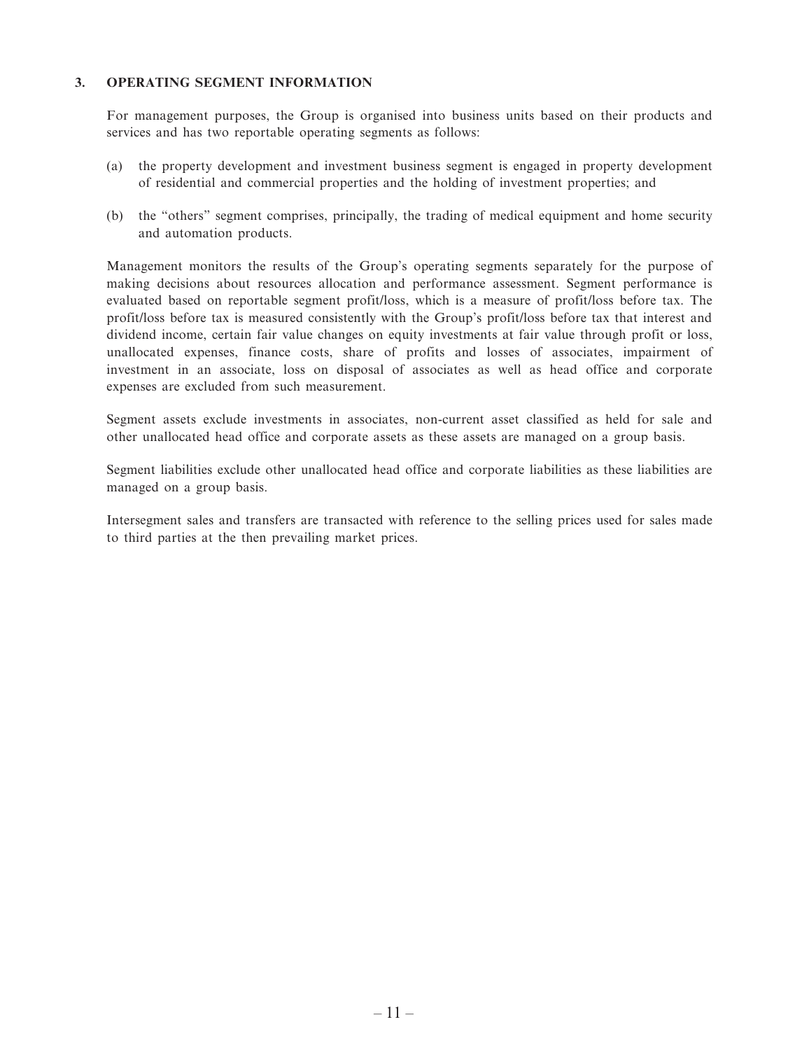## 3. OPERATING SEGMENT INFORMATION

For management purposes, the Group is organised into business units based on their products and services and has two reportable operating segments as follows:

(a) the property development and investment business segment is engaged in property development of residential and commercial properties and the holding of investment properties; and

(b) the "others" segment comprises, principally, the trading of medical equipment and home security and automation products.

Management monitors the results of the Group's operating segments separately for the purpose of making decisions about resources allocation and performance assessment. Segment performance is evaluated based on reportable segment profit/loss, which is a measure of profit/loss before tax. The profit/loss before tax is measured consistently with the Group's profit/loss before tax that interest and dividend income, certain fair value changes on equity investments at fair value through profit or loss, unallocated expenses, finance costs, share of profits and losses of associates, impairment of investment in an associate, loss on disposal of associates as well as head office and corporate expenses are excluded from such measurement.

Segment assets exclude investments in associates, non-current asset classified as held for sale and other unallocated head office and corporate assets as these assets are managed on a group basis.

Segment liabilities exclude other unallocated head office and corporate liabilities as these liabilities are managed on a group basis.

Intersegment sales and transfers are transacted with reference to the selling prices used for sales made to third parties at the then prevailing market prices.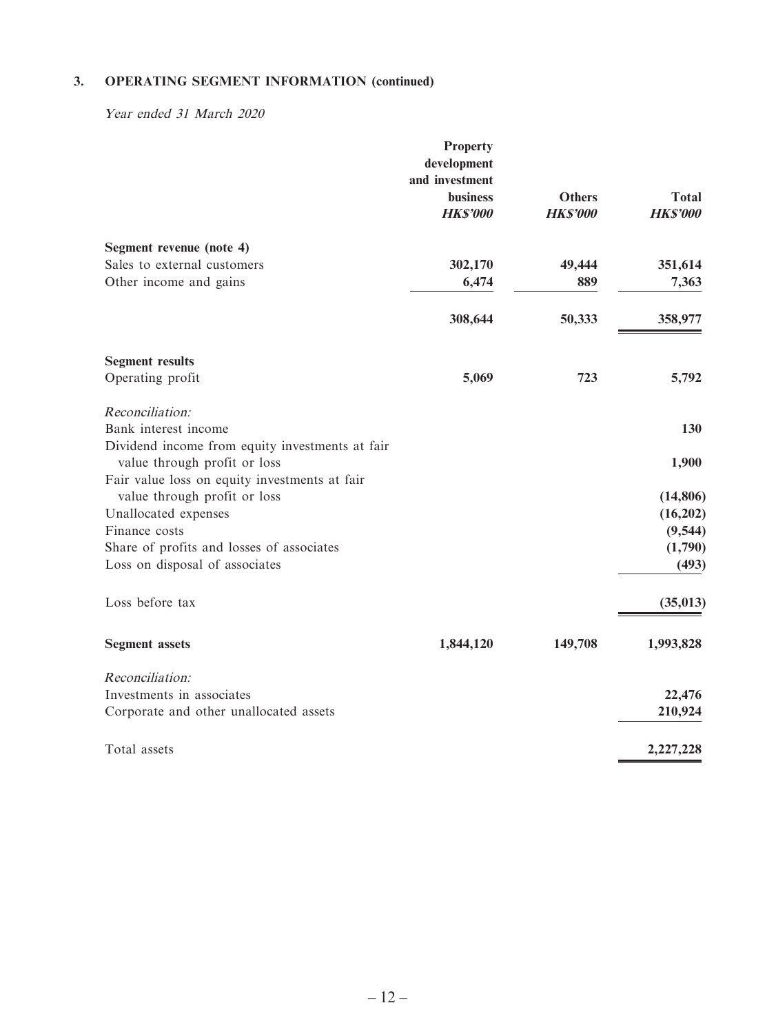## 3. OPERATING SEGMENT INFORMATION (continued)

*Year ended 31 March 2020*

| | Property development and investment business *HK$'000* | Others *HK$'000* | Total *HK$'000* |
|---|---|---|---|
| **Segment revenue (note 4)** | | | |
| Sales to external customers | **302,170** | **49,444** | **351,614** |
| Other income and gains | **6,474** | **889** | **7,363** |
| | **308,644** | **50,333** | **358,977** |
| **Segment results** | | | |
| Operating profit | **5,069** | **723** | **5,792** |
| *Reconciliation:* | | | |
| Bank interest income | | | **130** |
| Dividend income from equity investments at fair value through profit or loss | | | **1,900** |
| Fair value loss on equity investments at fair value through profit or loss | | | **(14,806)** |
| Unallocated expenses | | | **(16,202)** |
| Finance costs | | | **(9,544)** |
| Share of profits and losses of associates | | | **(1,790)** |
| Loss on disposal of associates | | | **(493)** |
| Loss before tax | | | **(35,013)** |
| **Segment assets** | **1,844,120** | **149,708** | **1,993,828** |
| *Reconciliation:* | | | |
| Investments in associates | | | **22,476** |
| Corporate and other unallocated assets | | | **210,924** |
| Total assets | | | **2,227,228** |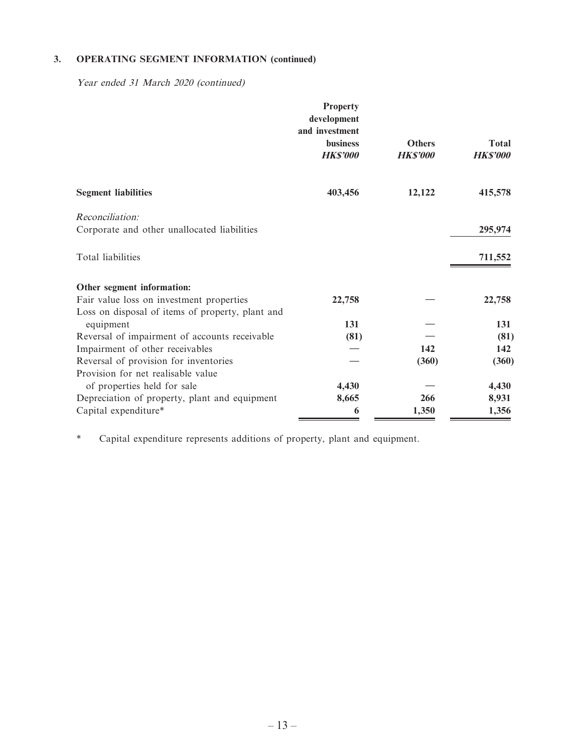### 3. OPERATING SEGMENT INFORMATION (continued)

*Year ended 31 March 2020 (continued)*

| | Property development and investment business *HK$'000* | Others *HK$'000* | Total *HK$'000* |
|---|---|---|---|
| **Segment liabilities** | **403,456** | **12,122** | **415,578** |
| *Reconciliation:* | | | |
| Corporate and other unallocated liabilities | | | **295,974** |
| Total liabilities | | | **711,552** |
| **Other segment information:** | | | |
| Fair value loss on investment properties | **22,758** | **—** | **22,758** |
| Loss on disposal of items of property, plant and equipment | **131** | **—** | **131** |
| Reversal of impairment of accounts receivable | **(81)** | **—** | **(81)** |
| Impairment of other receivables | **—** | **142** | **142** |
| Reversal of provision for inventories | **—** | **(360)** | **(360)** |
| Provision for net realisable value of properties held for sale | **4,430** | **—** | **4,430** |
| Depreciation of property, plant and equipment | **8,665** | **266** | **8,931** |
| Capital expenditure* | **6** | **1,350** | **1,356** |

\* Capital expenditure represents additions of property, plant and equipment.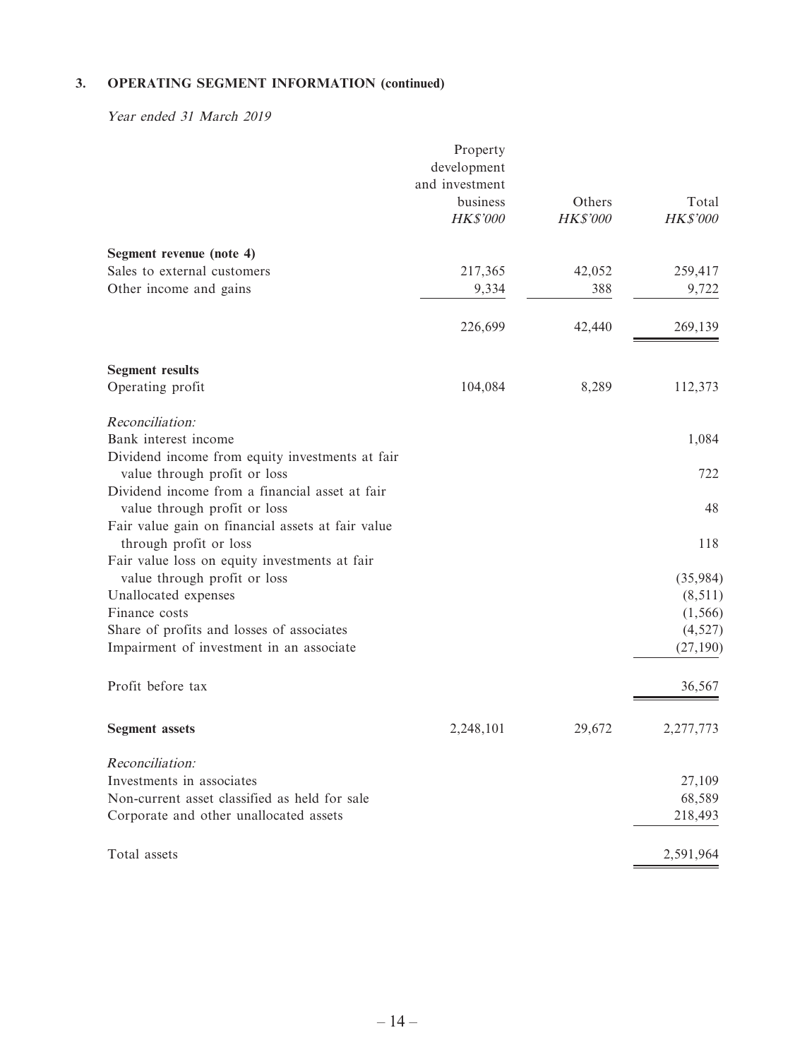## 3. OPERATING SEGMENT INFORMATION (continued)

*Year ended 31 March 2019*

| | Property development and investment business *HK$'000* | Others *HK$'000* | Total *HK$'000* |
|---|---|---|---|
| **Segment revenue (note 4)** | | | |
| Sales to external customers | 217,365 | 42,052 | 259,417 |
| Other income and gains | 9,334 | 388 | 9,722 |
| | 226,699 | 42,440 | 269,139 |
| **Segment results** | | | |
| Operating profit | 104,084 | 8,289 | 112,373 |
| *Reconciliation:* | | | |
| Bank interest income | | | 1,084 |
| Dividend income from equity investments at fair value through profit or loss | | | 722 |
| Dividend income from a financial asset at fair value through profit or loss | | | 48 |
| Fair value gain on financial assets at fair value through profit or loss | | | 118 |
| Fair value loss on equity investments at fair value through profit or loss | | | (35,984) |
| Unallocated expenses | | | (8,511) |
| Finance costs | | | (1,566) |
| Share of profits and losses of associates | | | (4,527) |
| Impairment of investment in an associate | | | (27,190) |
| Profit before tax | | | 36,567 |
| **Segment assets** | 2,248,101 | 29,672 | 2,277,773 |
| *Reconciliation:* | | | |
| Investments in associates | | | 27,109 |
| Non-current asset classified as held for sale | | | 68,589 |
| Corporate and other unallocated assets | | | 218,493 |
| Total assets | | | 2,591,964 |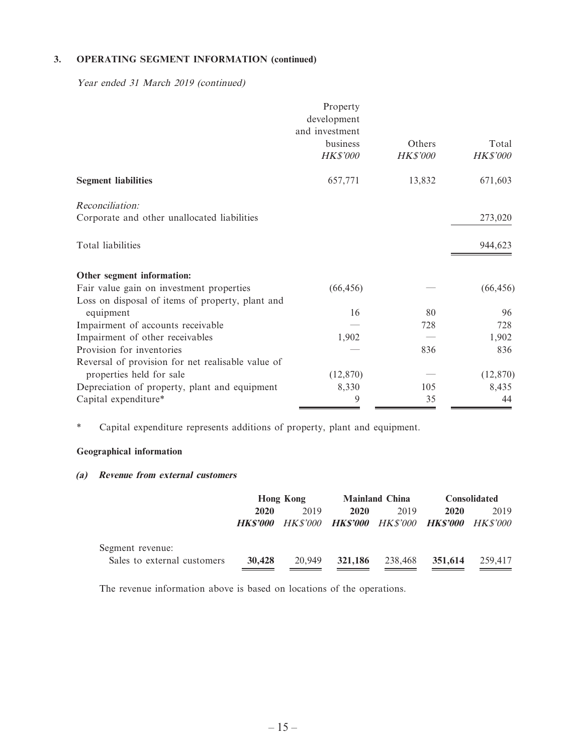### 3. OPERATING SEGMENT INFORMATION (continued)

*Year ended 31 March 2019 (continued)*

| | Property development and investment business *HK$'000* | Others *HK$'000* | Total *HK$'000* |
|---|---|---|---|
| **Segment liabilities** | 657,771 | 13,832 | 671,603 |
| *Reconciliation:* | | | |
| Corporate and other unallocated liabilities | | | 273,020 |
| Total liabilities | | | 944,623 |
| **Other segment information:** | | | |
| Fair value gain on investment properties | (66,456) | — | (66,456) |
| Loss on disposal of items of property, plant and equipment | 16 | 80 | 96 |
| Impairment of accounts receivable | — | 728 | 728 |
| Impairment of other receivables | 1,902 | — | 1,902 |
| Provision for inventories | — | 836 | 836 |
| Reversal of provision for net realisable value of properties held for sale | (12,870) | — | (12,870) |
| Depreciation of property, plant and equipment | 8,330 | 105 | 8,435 |
| Capital expenditure* | 9 | 35 | 44 |

\* Capital expenditure represents additions of property, plant and equipment.

**Geographical information**

***(a) Revenue from external customers***

| | Hong Kong | | Mainland China | | Consolidated | |
|---|---|---|---|---|---|---|
| | **2020** | 2019 | **2020** | 2019 | **2020** | 2019 |
| | ***HK$'000*** | *HK$'000* | ***HK$'000*** | *HK$'000* | ***HK$'000*** | *HK$'000* |
| Segment revenue: | | | | | | |
| Sales to external customers | **30,428** | 20,949 | **321,186** | 238,468 | **351,614** | 259,417 |

The revenue information above is based on locations of the operations.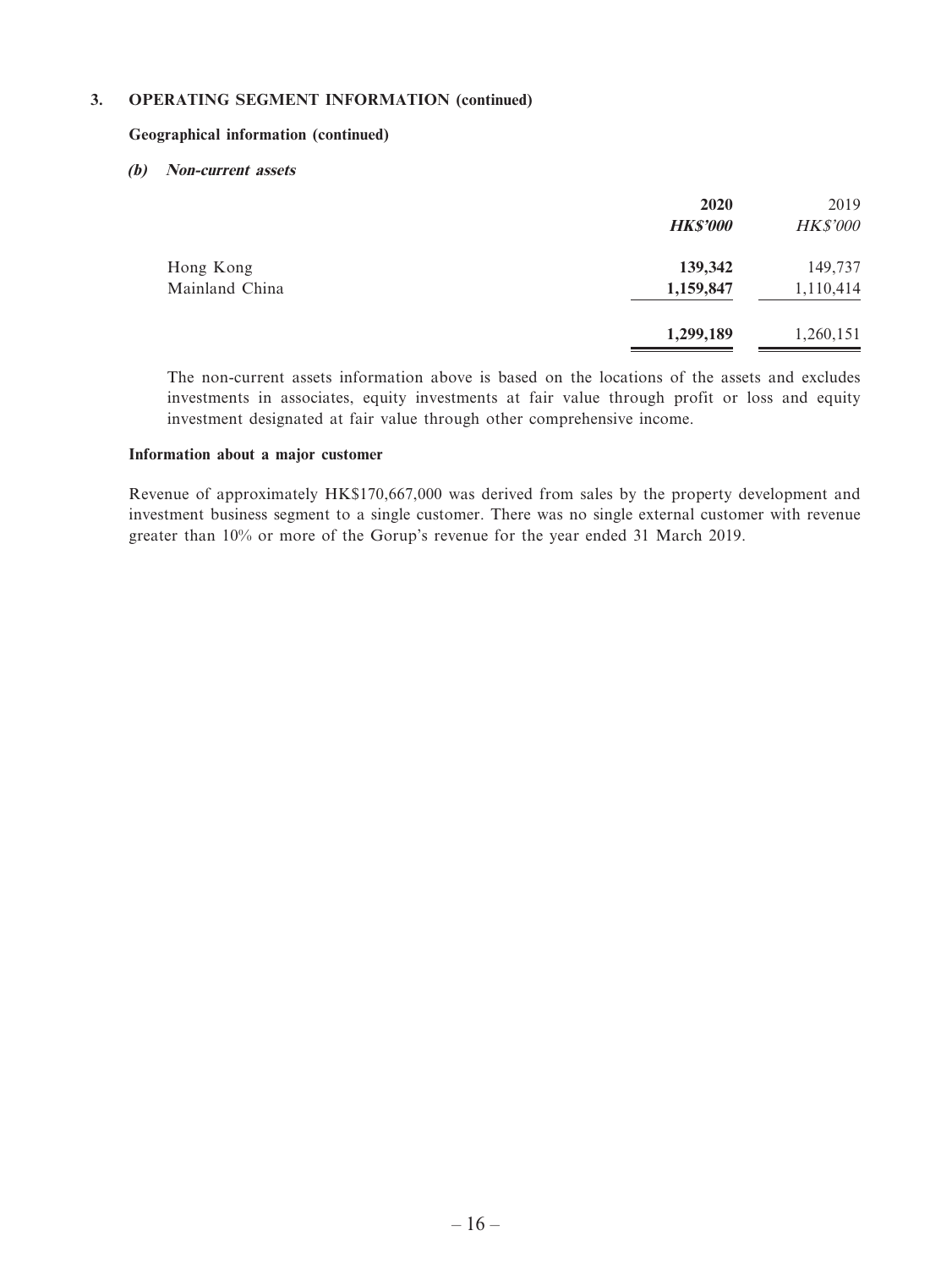### 3. OPERATING SEGMENT INFORMATION (continued)

**Geographical information (continued)**

***(b) Non-current assets***

| | **2020** | 2019 |
|---|---|---|
| | ***HK$'000*** | *HK$'000* |
| Hong Kong | **139,342** | 149,737 |
| Mainland China | **1,159,847** | 1,110,414 |
| | **1,299,189** | 1,260,151 |

The non-current assets information above is based on the locations of the assets and excludes investments in associates, equity investments at fair value through profit or loss and equity investment designated at fair value through other comprehensive income.

**Information about a major customer**

Revenue of approximately HK$170,667,000 was derived from sales by the property development and investment business segment to a single customer. There was no single external customer with revenue greater than 10% or more of the Gorup's revenue for the year ended 31 March 2019.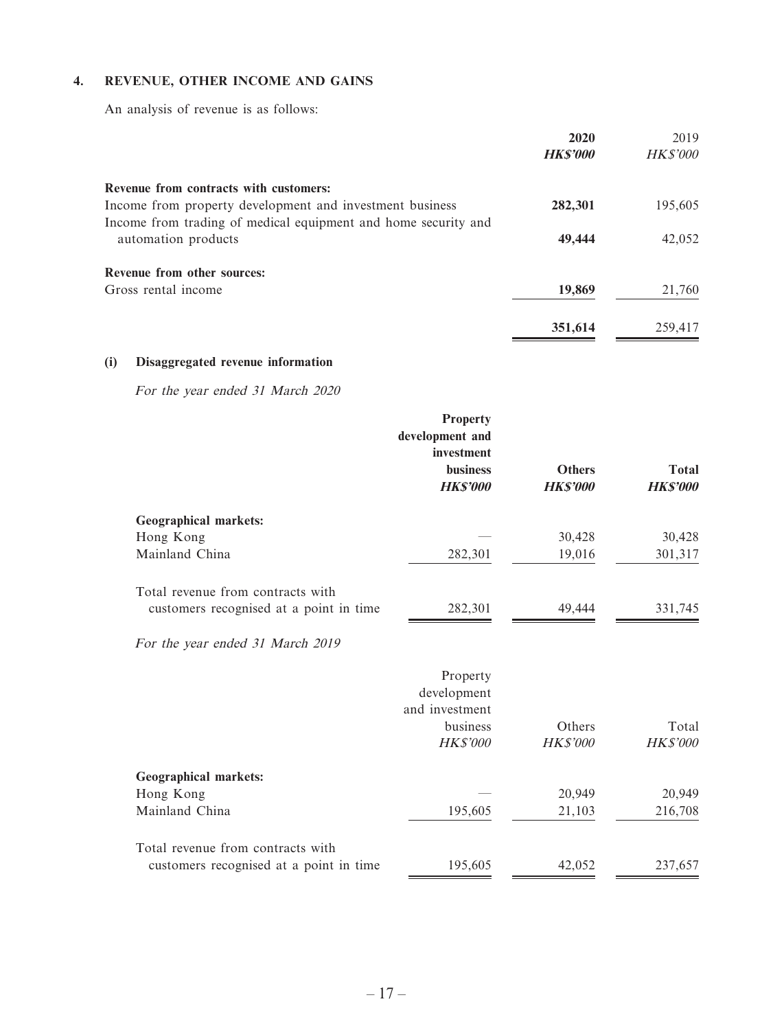## 4. REVENUE, OTHER INCOME AND GAINS

An analysis of revenue is as follows:

| | **2020** **HK$'000** | 2019 HK$'000 |
|---|---|---|
| **Revenue from contracts with customers:** | | |
| Income from property development and investment business | **282,301** | 195,605 |
| Income from trading of medical equipment and home security and automation products | **49,444** | 42,052 |
| **Revenue from other sources:** | | |
| Gross rental income | **19,869** | 21,760 |
| | **351,614** | 259,417 |

### (i) Disaggregated revenue information

*For the year ended 31 March 2020*

| | **Property development and investment business** **HK$'000** | **Others** **HK$'000** | **Total** **HK$'000** |
|---|---|---|---|
| **Geographical markets:** | | | |
| Hong Kong | — | 30,428 | 30,428 |
| Mainland China | 282,301 | 19,016 | 301,317 |
| Total revenue from contracts with customers recognised at a point in time | 282,301 | 49,444 | 331,745 |

*For the year ended 31 March 2019*

| | Property development and investment business HK$'000 | Others HK$'000 | Total HK$'000 |
|---|---|---|---|
| **Geographical markets:** | | | |
| Hong Kong | — | 20,949 | 20,949 |
| Mainland China | 195,605 | 21,103 | 216,708 |
| Total revenue from contracts with customers recognised at a point in time | 195,605 | 42,052 | 237,657 |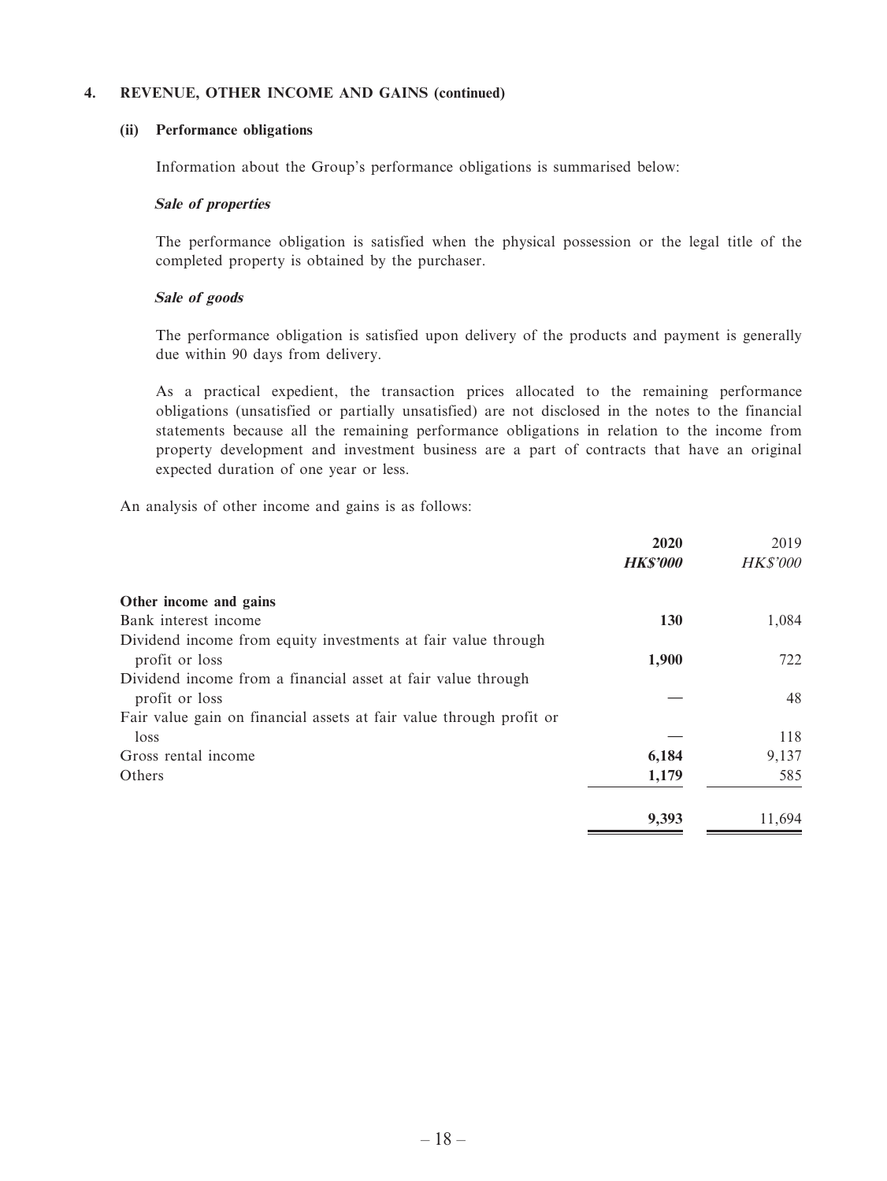## 4. REVENUE, OTHER INCOME AND GAINS (continued)

### (ii) Performance obligations

Information about the Group's performance obligations is summarised below:

***Sale of properties***

The performance obligation is satisfied when the physical possession or the legal title of the completed property is obtained by the purchaser.

***Sale of goods***

The performance obligation is satisfied upon delivery of the products and payment is generally due within 90 days from delivery.

As a practical expedient, the transaction prices allocated to the remaining performance obligations (unsatisfied or partially unsatisfied) are not disclosed in the notes to the financial statements because all the remaining performance obligations in relation to the income from property development and investment business are a part of contracts that have an original expected duration of one year or less.

An analysis of other income and gains is as follows:

| | **2020** | 2019 |
|---|---|---|
| | ***HK$'000*** | *HK$'000* |
| **Other income and gains** | | |
| Bank interest income | **130** | 1,084 |
| Dividend income from equity investments at fair value through profit or loss | **1,900** | 722 |
| Dividend income from a financial asset at fair value through profit or loss | — | 48 |
| Fair value gain on financial assets at fair value through profit or loss | — | 118 |
| Gross rental income | **6,184** | 9,137 |
| Others | **1,179** | 585 |
| | **9,393** | 11,694 |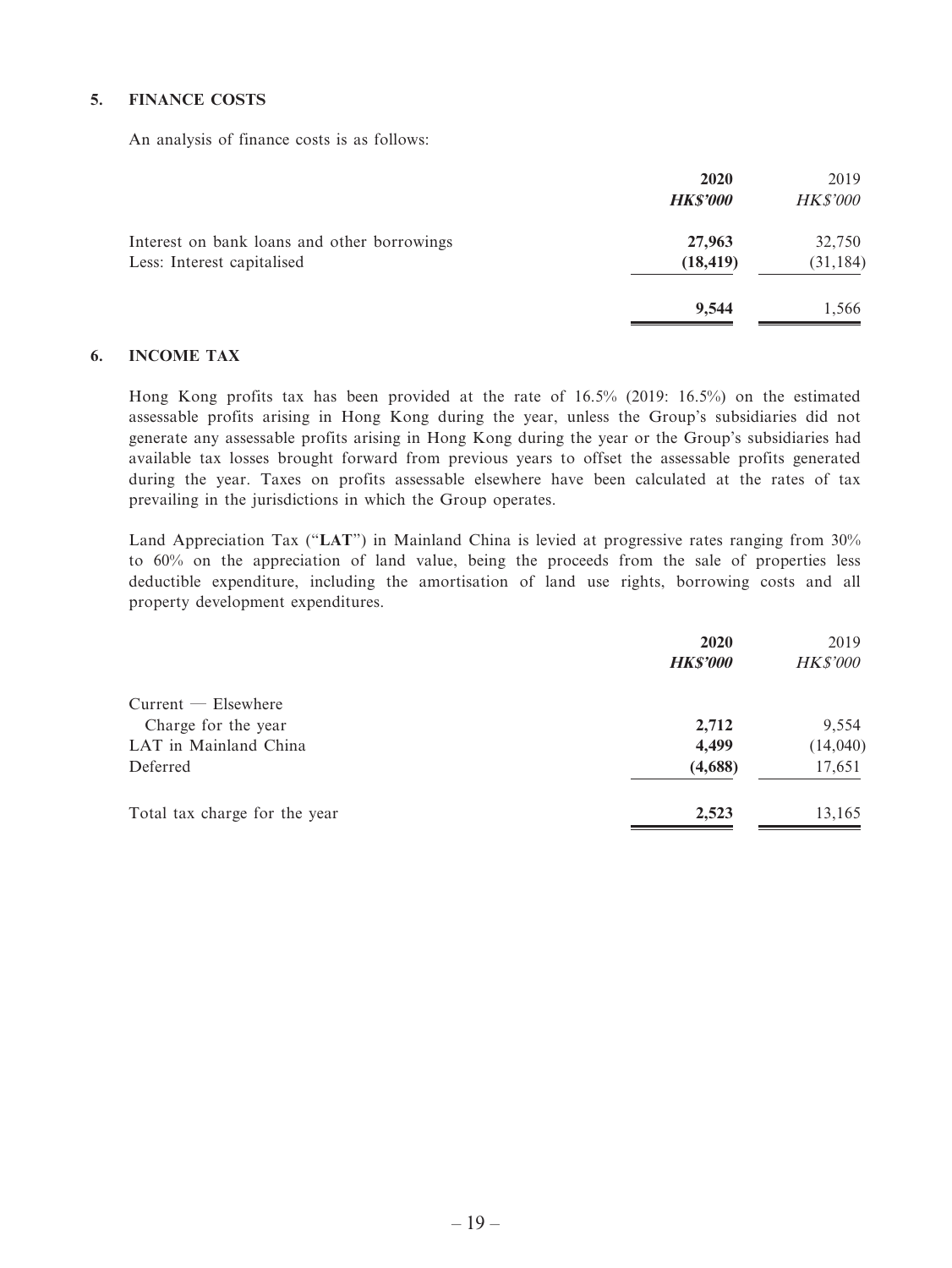## 5. FINANCE COSTS

An analysis of finance costs is as follows:

| | **2020** | 2019 |
|---|---|---|
| | ***HK\$'000*** | *HK\$'000* |
| Interest on bank loans and other borrowings | **27,963** | 32,750 |
| Less: Interest capitalised | **(18,419)** | (31,184) |
| | **9,544** | 1,566 |

## 6. INCOME TAX

Hong Kong profits tax has been provided at the rate of 16.5% (2019: 16.5%) on the estimated assessable profits arising in Hong Kong during the year, unless the Group's subsidiaries did not generate any assessable profits arising in Hong Kong during the year or the Group's subsidiaries had available tax losses brought forward from previous years to offset the assessable profits generated during the year. Taxes on profits assessable elsewhere have been calculated at the rates of tax prevailing in the jurisdictions in which the Group operates.

Land Appreciation Tax ("**LAT**") in Mainland China is levied at progressive rates ranging from 30% to 60% on the appreciation of land value, being the proceeds from the sale of properties less deductible expenditure, including the amortisation of land use rights, borrowing costs and all property development expenditures.

| | **2020** | 2019 |
|---|---|---|
| | ***HK\$'000*** | *HK\$'000* |
| Current — Elsewhere | | |
| Charge for the year | **2,712** | 9,554 |
| LAT in Mainland China | **4,499** | (14,040) |
| Deferred | **(4,688)** | 17,651 |
| Total tax charge for the year | **2,523** | 13,165 |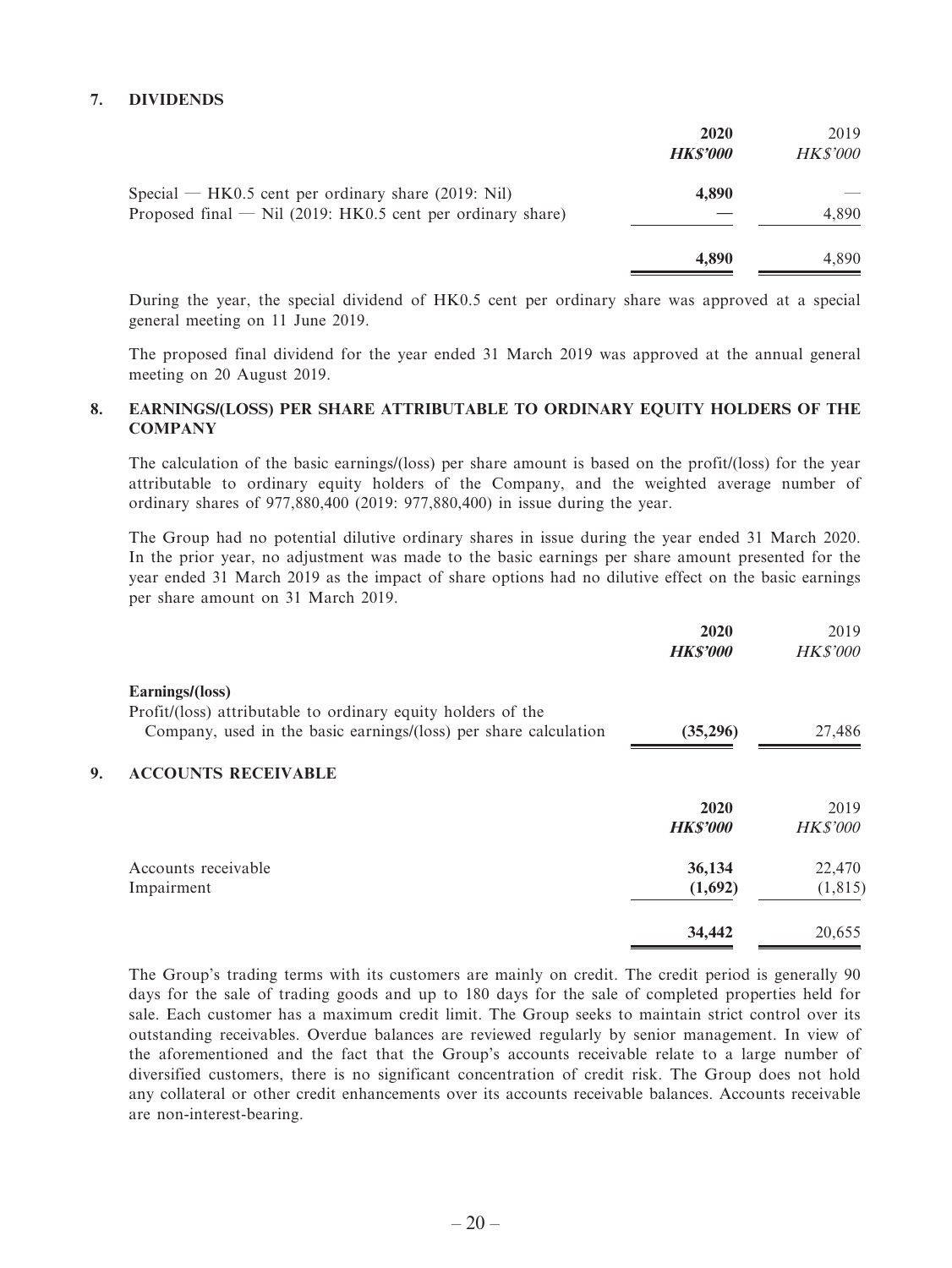## 7. DIVIDENDS

| | 2020 | 2019 |
|---|---|---|
| | ***HK$'000*** | *HK$'000* |
| Special — HK0.5 cent per ordinary share (2019: Nil) | **4,890** | — |
| Proposed final — Nil (2019: HK0.5 cent per ordinary share) | **—** | 4,890 |
| | **4,890** | 4,890 |

During the year, the special dividend of HK0.5 cent per ordinary share was approved at a special general meeting on 11 June 2019.

The proposed final dividend for the year ended 31 March 2019 was approved at the annual general meeting on 20 August 2019.

## 8. EARNINGS/(LOSS) PER SHARE ATTRIBUTABLE TO ORDINARY EQUITY HOLDERS OF THE COMPANY

The calculation of the basic earnings/(loss) per share amount is based on the profit/(loss) for the year attributable to ordinary equity holders of the Company, and the weighted average number of ordinary shares of 977,880,400 (2019: 977,880,400) in issue during the year.

The Group had no potential dilutive ordinary shares in issue during the year ended 31 March 2020. In the prior year, no adjustment was made to the basic earnings per share amount presented for the year ended 31 March 2019 as the impact of share options had no dilutive effect on the basic earnings per share amount on 31 March 2019.

| | 2020 | 2019 |
|---|---|---|
| | ***HK$'000*** | *HK$'000* |
| **Earnings/(loss)** | | |
| Profit/(loss) attributable to ordinary equity holders of the Company, used in the basic earnings/(loss) per share calculation | **(35,296)** | 27,486 |

## 9. ACCOUNTS RECEIVABLE

| | 2020 | 2019 |
|---|---|---|
| | ***HK$'000*** | *HK$'000* |
| Accounts receivable | **36,134** | 22,470 |
| Impairment | **(1,692)** | (1,815) |
| | **34,442** | 20,655 |

The Group's trading terms with its customers are mainly on credit. The credit period is generally 90 days for the sale of trading goods and up to 180 days for the sale of completed properties held for sale. Each customer has a maximum credit limit. The Group seeks to maintain strict control over its outstanding receivables. Overdue balances are reviewed regularly by senior management. In view of the aforementioned and the fact that the Group's accounts receivable relate to a large number of diversified customers, there is no significant concentration of credit risk. The Group does not hold any collateral or other credit enhancements over its accounts receivable balances. Accounts receivable are non-interest-bearing.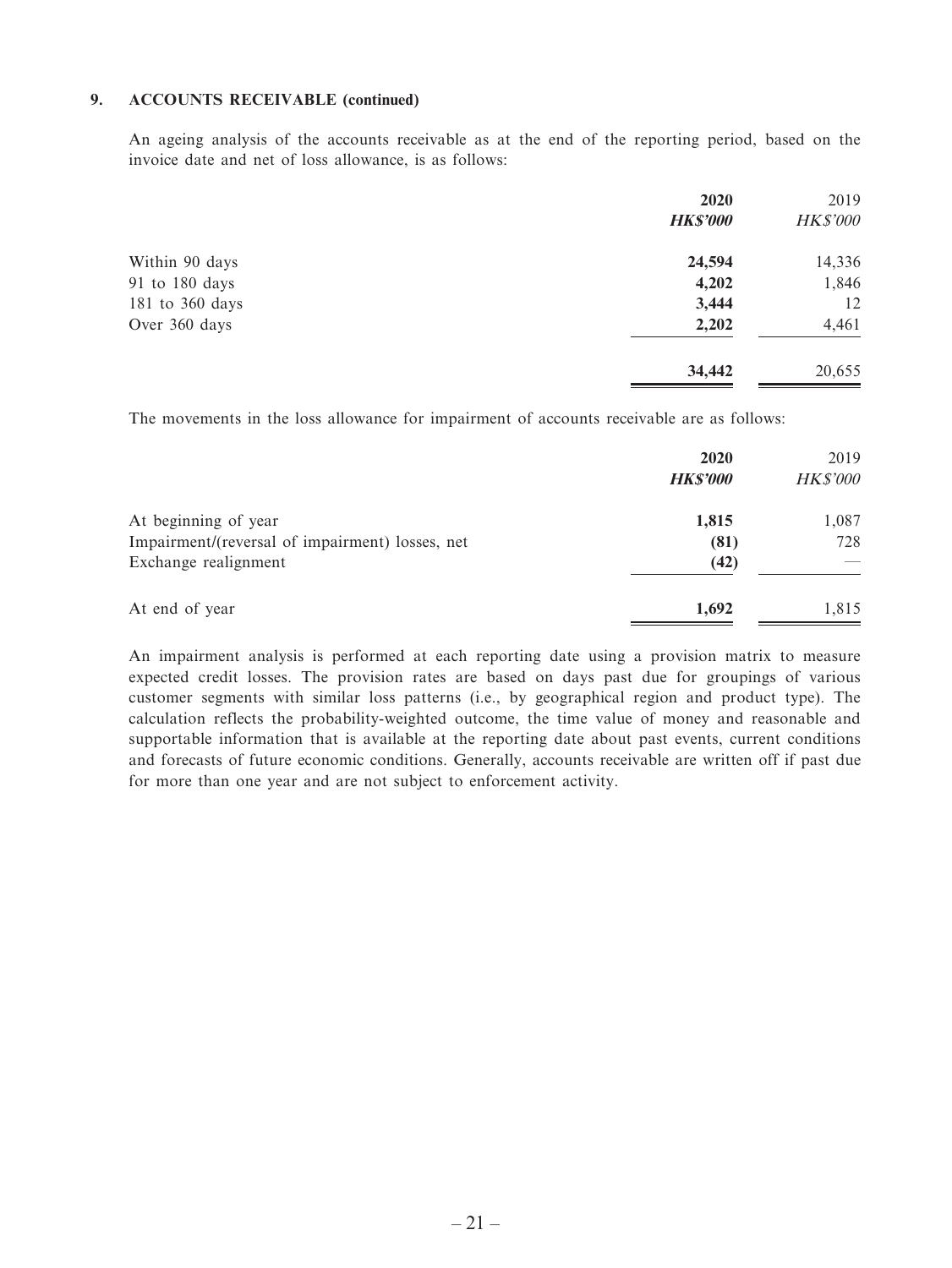**9. ACCOUNTS RECEIVABLE (continued)**

An ageing analysis of the accounts receivable as at the end of the reporting period, based on the invoice date and net of loss allowance, is as follows:

| | **2020** | 2019 |
|---|---|---|
| | ***HK$'000*** | *HK$'000* |
| Within 90 days | **24,594** | 14,336 |
| 91 to 180 days | **4,202** | 1,846 |
| 181 to 360 days | **3,444** | 12 |
| Over 360 days | **2,202** | 4,461 |
| | **34,442** | 20,655 |

The movements in the loss allowance for impairment of accounts receivable are as follows:

| | **2020** | 2019 |
|---|---|---|
| | ***HK$'000*** | *HK$'000* |
| At beginning of year | **1,815** | 1,087 |
| Impairment/(reversal of impairment) losses, net | **(81)** | 728 |
| Exchange realignment | **(42)** | — |
| At end of year | **1,692** | 1,815 |

An impairment analysis is performed at each reporting date using a provision matrix to measure expected credit losses. The provision rates are based on days past due for groupings of various customer segments with similar loss patterns (i.e., by geographical region and product type). The calculation reflects the probability-weighted outcome, the time value of money and reasonable and supportable information that is available at the reporting date about past events, current conditions and forecasts of future economic conditions. Generally, accounts receivable are written off if past due for more than one year and are not subject to enforcement activity.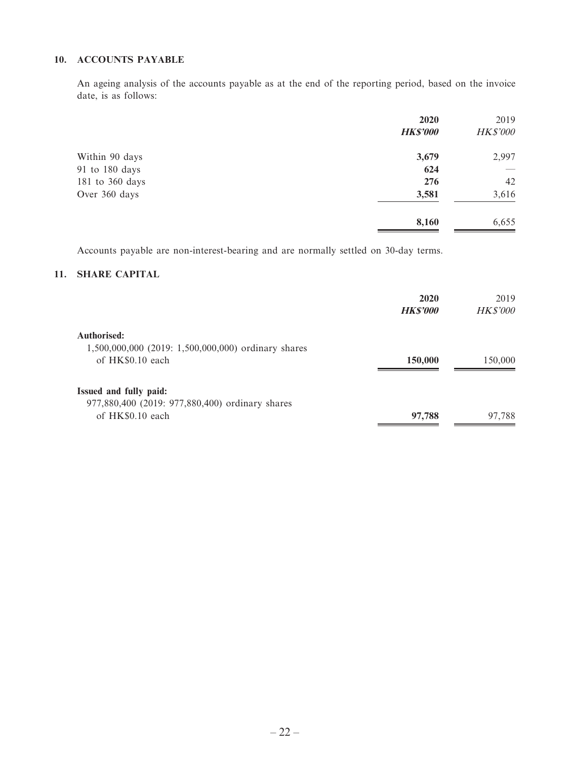### 10. ACCOUNTS PAYABLE

An ageing analysis of the accounts payable as at the end of the reporting period, based on the invoice date, is as follows:

| | **2020** | 2019 |
|---|---|---|
| | ***HK$'000*** | *HK$'000* |
| Within 90 days | **3,679** | 2,997 |
| 91 to 180 days | **624** | — |
| 181 to 360 days | **276** | 42 |
| Over 360 days | **3,581** | 3,616 |
| | **8,160** | 6,655 |

Accounts payable are non-interest-bearing and are normally settled on 30-day terms.

### 11. SHARE CAPITAL

| | **2020** | 2019 |
|---|---|---|
| | ***HK$'000*** | *HK$'000* |
| **Authorised:** | | |
| 1,500,000,000 (2019: 1,500,000,000) ordinary shares of HK$0.10 each | **150,000** | 150,000 |
| **Issued and fully paid:** | | |
| 977,880,400 (2019: 977,880,400) ordinary shares of HK$0.10 each | **97,788** | 97,788 |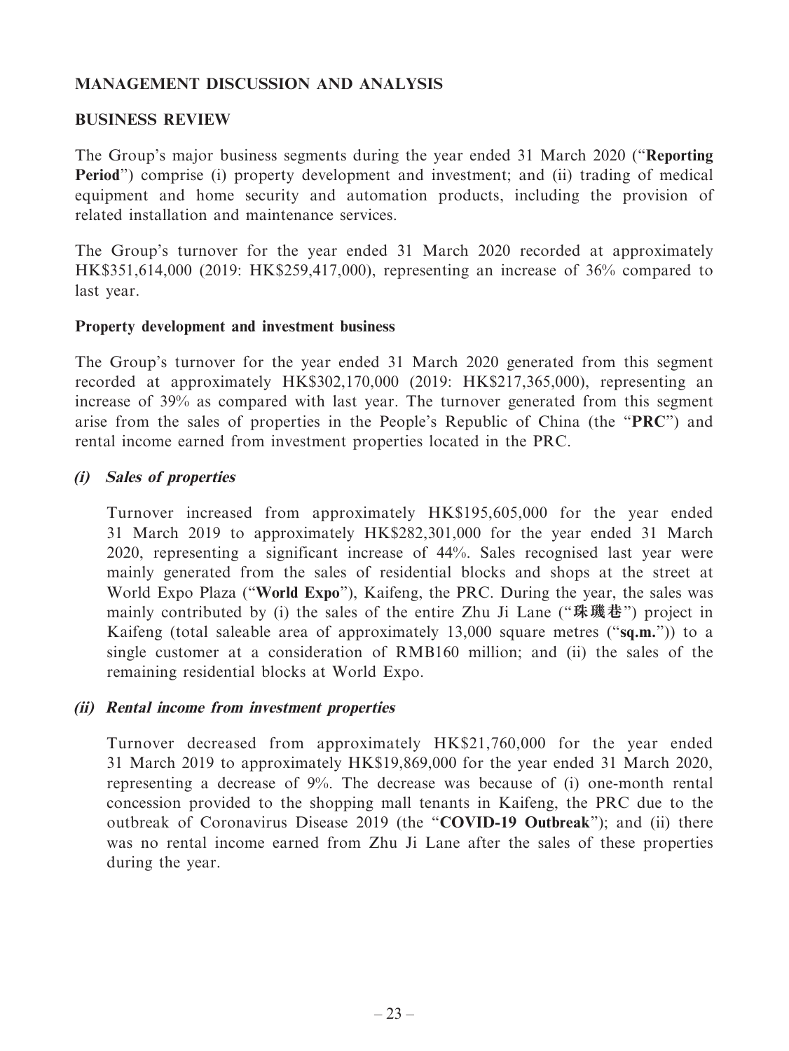## MANAGEMENT DISCUSSION AND ANALYSIS

### BUSINESS REVIEW

The Group's major business segments during the year ended 31 March 2020 ("**Reporting Period**") comprise (i) property development and investment; and (ii) trading of medical equipment and home security and automation products, including the provision of related installation and maintenance services.

The Group's turnover for the year ended 31 March 2020 recorded at approximately HK$351,614,000 (2019: HK$259,417,000), representing an increase of 36% compared to last year.

#### Property development and investment business

The Group's turnover for the year ended 31 March 2020 generated from this segment recorded at approximately HK$302,170,000 (2019: HK$217,365,000), representing an increase of 39% as compared with last year. The turnover generated from this segment arise from the sales of properties in the People's Republic of China (the "**PRC**") and rental income earned from investment properties located in the PRC.

***(i) Sales of properties***

Turnover increased from approximately HK$195,605,000 for the year ended 31 March 2019 to approximately HK$282,301,000 for the year ended 31 March 2020, representing a significant increase of 44%. Sales recognised last year were mainly generated from the sales of residential blocks and shops at the street at World Expo Plaza ("**World Expo**"), Kaifeng, the PRC. During the year, the sales was mainly contributed by (i) the sales of the entire Zhu Ji Lane ("**珠璣巷**") project in Kaifeng (total saleable area of approximately 13,000 square metres ("**sq.m.**")) to a single customer at a consideration of RMB160 million; and (ii) the sales of the remaining residential blocks at World Expo.

***(ii) Rental income from investment properties***

Turnover decreased from approximately HK$21,760,000 for the year ended 31 March 2019 to approximately HK$19,869,000 for the year ended 31 March 2020, representing a decrease of 9%. The decrease was because of (i) one-month rental concession provided to the shopping mall tenants in Kaifeng, the PRC due to the outbreak of Coronavirus Disease 2019 (the "**COVID-19 Outbreak**"); and (ii) there was no rental income earned from Zhu Ji Lane after the sales of these properties during the year.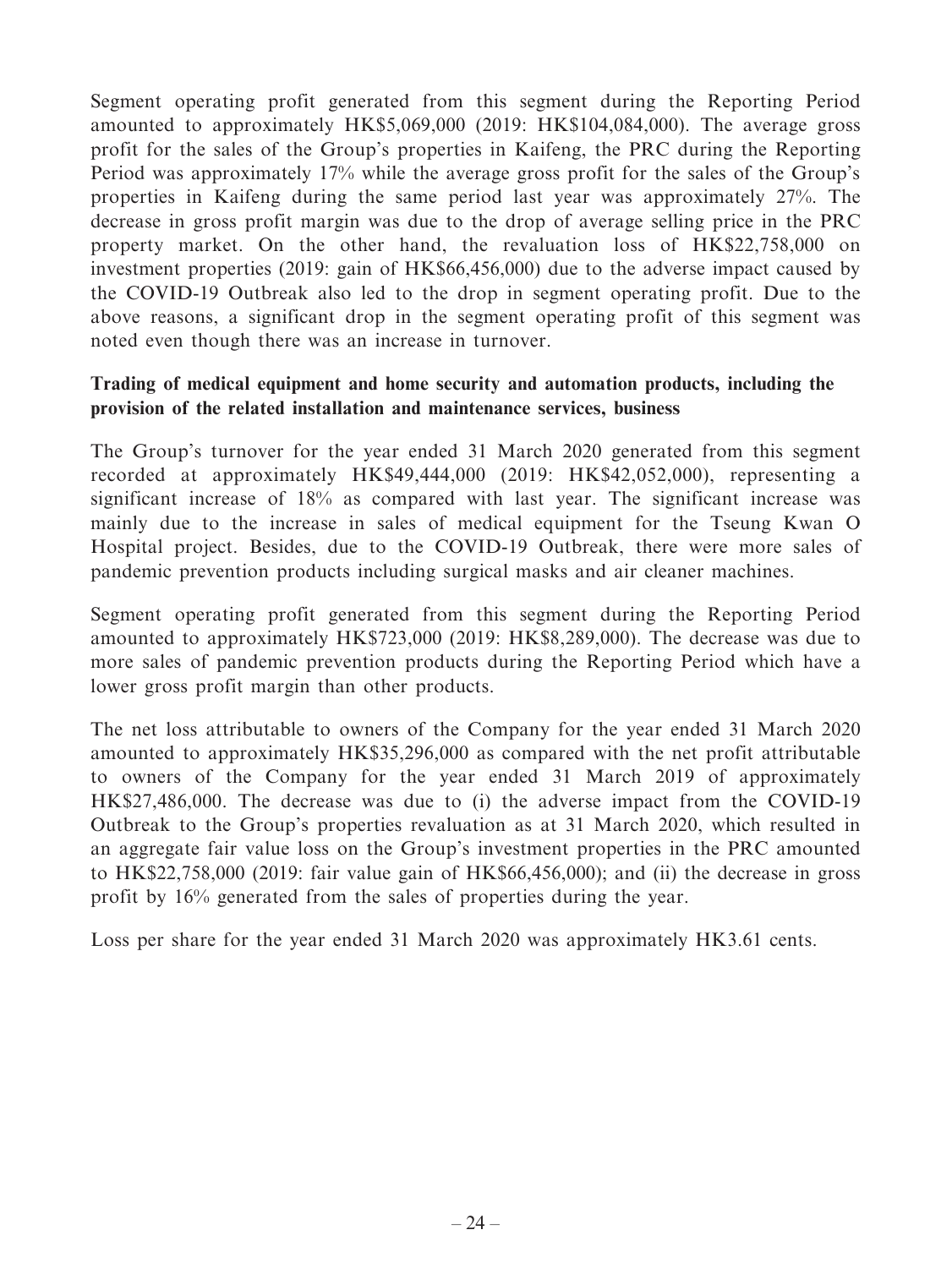Segment operating profit generated from this segment during the Reporting Period amounted to approximately HK$5,069,000 (2019: HK$104,084,000). The average gross profit for the sales of the Group's properties in Kaifeng, the PRC during the Reporting Period was approximately 17% while the average gross profit for the sales of the Group's properties in Kaifeng during the same period last year was approximately 27%. The decrease in gross profit margin was due to the drop of average selling price in the PRC property market. On the other hand, the revaluation loss of HK$22,758,000 on investment properties (2019: gain of HK$66,456,000) due to the adverse impact caused by the COVID-19 Outbreak also led to the drop in segment operating profit. Due to the above reasons, a significant drop in the segment operating profit of this segment was noted even though there was an increase in turnover.

**Trading of medical equipment and home security and automation products, including the provision of the related installation and maintenance services, business**

The Group's turnover for the year ended 31 March 2020 generated from this segment recorded at approximately HK$49,444,000 (2019: HK$42,052,000), representing a significant increase of 18% as compared with last year. The significant increase was mainly due to the increase in sales of medical equipment for the Tseung Kwan O Hospital project. Besides, due to the COVID-19 Outbreak, there were more sales of pandemic prevention products including surgical masks and air cleaner machines.

Segment operating profit generated from this segment during the Reporting Period amounted to approximately HK$723,000 (2019: HK$8,289,000). The decrease was due to more sales of pandemic prevention products during the Reporting Period which have a lower gross profit margin than other products.

The net loss attributable to owners of the Company for the year ended 31 March 2020 amounted to approximately HK$35,296,000 as compared with the net profit attributable to owners of the Company for the year ended 31 March 2019 of approximately HK$27,486,000. The decrease was due to (i) the adverse impact from the COVID-19 Outbreak to the Group's properties revaluation as at 31 March 2020, which resulted in an aggregate fair value loss on the Group's investment properties in the PRC amounted to HK$22,758,000 (2019: fair value gain of HK$66,456,000); and (ii) the decrease in gross profit by 16% generated from the sales of properties during the year.

Loss per share for the year ended 31 March 2020 was approximately HK3.61 cents.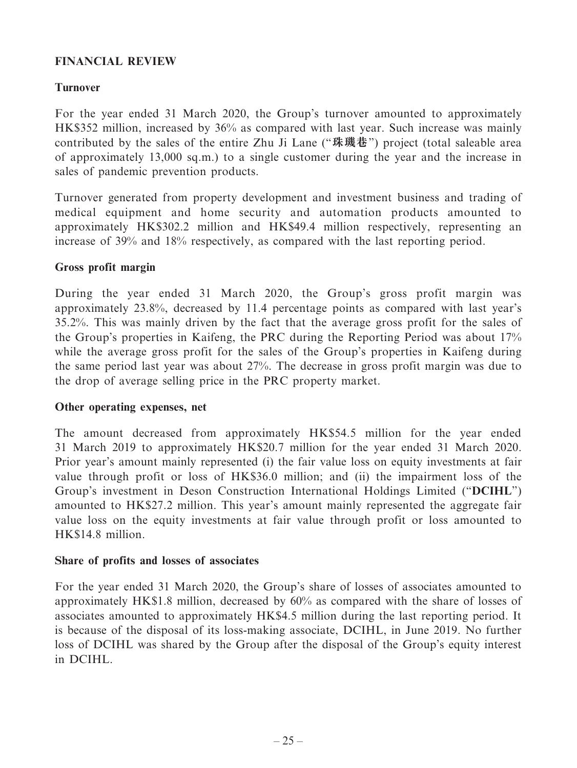## FINANCIAL REVIEW

### Turnover

For the year ended 31 March 2020, the Group's turnover amounted to approximately HK$352 million, increased by 36% as compared with last year. Such increase was mainly contributed by the sales of the entire Zhu Ji Lane ("珠璣巷") project (total saleable area of approximately 13,000 sq.m.) to a single customer during the year and the increase in sales of pandemic prevention products.

Turnover generated from property development and investment business and trading of medical equipment and home security and automation products amounted to approximately HK$302.2 million and HK$49.4 million respectively, representing an increase of 39% and 18% respectively, as compared with the last reporting period.

### Gross profit margin

During the year ended 31 March 2020, the Group's gross profit margin was approximately 23.8%, decreased by 11.4 percentage points as compared with last year's 35.2%. This was mainly driven by the fact that the average gross profit for the sales of the Group's properties in Kaifeng, the PRC during the Reporting Period was about 17% while the average gross profit for the sales of the Group's properties in Kaifeng during the same period last year was about 27%. The decrease in gross profit margin was due to the drop of average selling price in the PRC property market.

### Other operating expenses, net

The amount decreased from approximately HK$54.5 million for the year ended 31 March 2019 to approximately HK$20.7 million for the year ended 31 March 2020. Prior year's amount mainly represented (i) the fair value loss on equity investments at fair value through profit or loss of HK$36.0 million; and (ii) the impairment loss of the Group's investment in Deson Construction International Holdings Limited ("**DCIHL**") amounted to HK$27.2 million. This year's amount mainly represented the aggregate fair value loss on the equity investments at fair value through profit or loss amounted to HK$14.8 million.

### Share of profits and losses of associates

For the year ended 31 March 2020, the Group's share of losses of associates amounted to approximately HK$1.8 million, decreased by 60% as compared with the share of losses of associates amounted to approximately HK$4.5 million during the last reporting period. It is because of the disposal of its loss-making associate, DCIHL, in June 2019. No further loss of DCIHL was shared by the Group after the disposal of the Group's equity interest in DCIHL.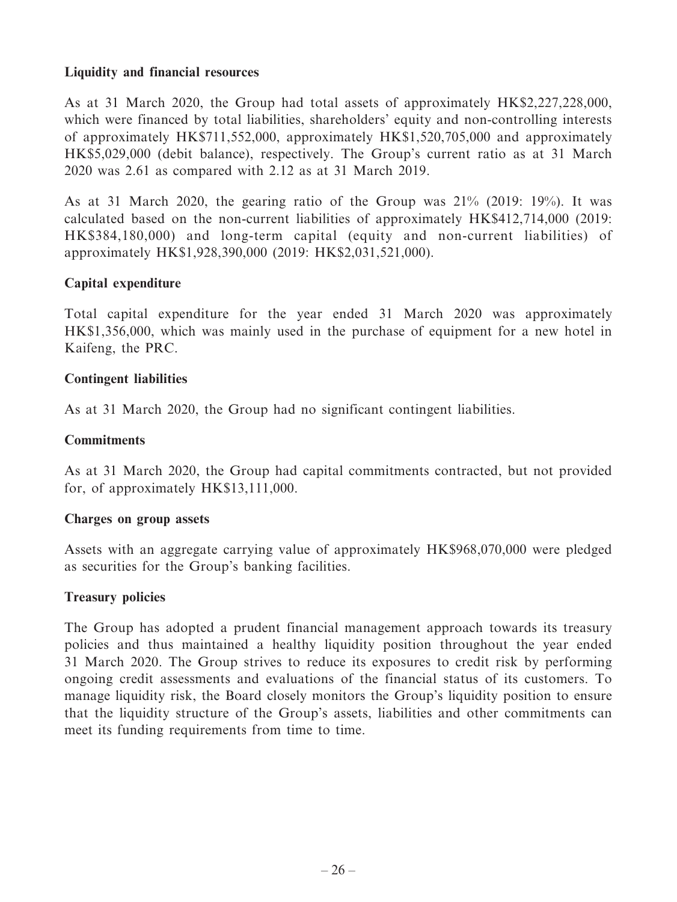**Liquidity and financial resources**

As at 31 March 2020, the Group had total assets of approximately HK$2,227,228,000, which were financed by total liabilities, shareholders' equity and non-controlling interests of approximately HK$711,552,000, approximately HK$1,520,705,000 and approximately HK$5,029,000 (debit balance), respectively. The Group's current ratio as at 31 March 2020 was 2.61 as compared with 2.12 as at 31 March 2019.

As at 31 March 2020, the gearing ratio of the Group was 21% (2019: 19%). It was calculated based on the non-current liabilities of approximately HK$412,714,000 (2019: HK$384,180,000) and long-term capital (equity and non-current liabilities) of approximately HK$1,928,390,000 (2019: HK$2,031,521,000).

**Capital expenditure**

Total capital expenditure for the year ended 31 March 2020 was approximately HK$1,356,000, which was mainly used in the purchase of equipment for a new hotel in Kaifeng, the PRC.

**Contingent liabilities**

As at 31 March 2020, the Group had no significant contingent liabilities.

**Commitments**

As at 31 March 2020, the Group had capital commitments contracted, but not provided for, of approximately HK$13,111,000.

**Charges on group assets**

Assets with an aggregate carrying value of approximately HK$968,070,000 were pledged as securities for the Group's banking facilities.

**Treasury policies**

The Group has adopted a prudent financial management approach towards its treasury policies and thus maintained a healthy liquidity position throughout the year ended 31 March 2020. The Group strives to reduce its exposures to credit risk by performing ongoing credit assessments and evaluations of the financial status of its customers. To manage liquidity risk, the Board closely monitors the Group's liquidity position to ensure that the liquidity structure of the Group's assets, liabilities and other commitments can meet its funding requirements from time to time.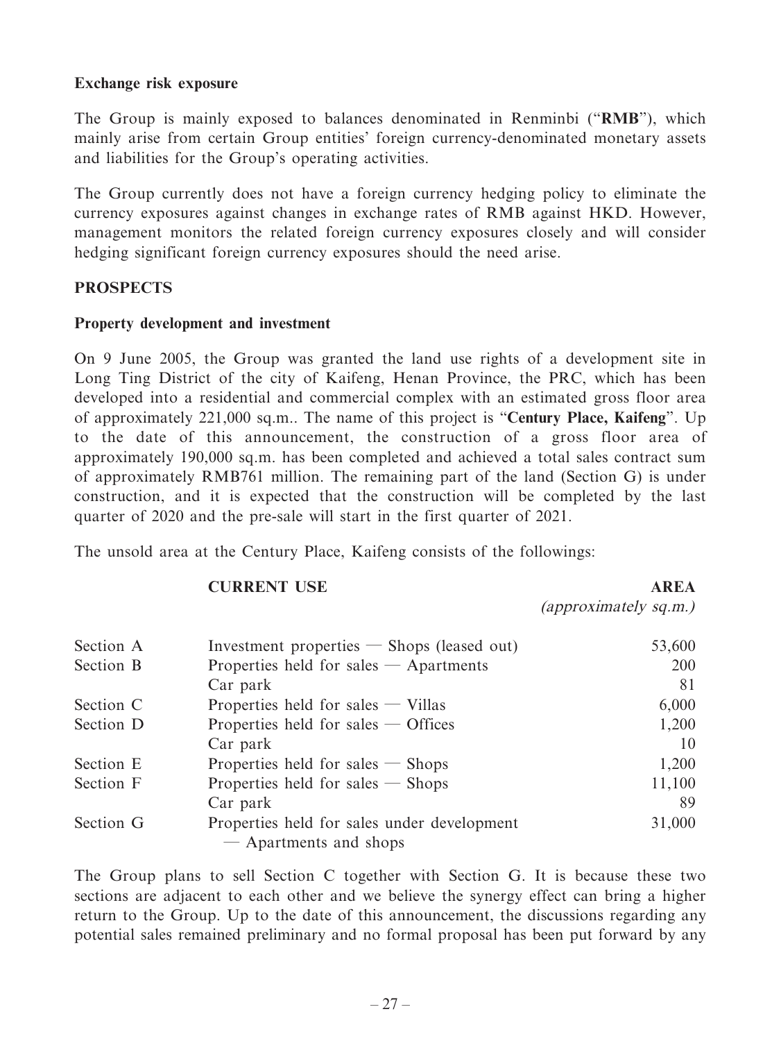**Exchange risk exposure**

The Group is mainly exposed to balances denominated in Renminbi ("**RMB**"), which mainly arise from certain Group entities' foreign currency-denominated monetary assets and liabilities for the Group's operating activities.

The Group currently does not have a foreign currency hedging policy to eliminate the currency exposures against changes in exchange rates of RMB against HKD. However, management monitors the related foreign currency exposures closely and will consider hedging significant foreign currency exposures should the need arise.

## PROSPECTS

**Property development and investment**

On 9 June 2005, the Group was granted the land use rights of a development site in Long Ting District of the city of Kaifeng, Henan Province, the PRC, which has been developed into a residential and commercial complex with an estimated gross floor area of approximately 221,000 sq.m.. The name of this project is "**Century Place, Kaifeng**". Up to the date of this announcement, the construction of a gross floor area of approximately 190,000 sq.m. has been completed and achieved a total sales contract sum of approximately RMB761 million. The remaining part of the land (Section G) is under construction, and it is expected that the construction will be completed by the last quarter of 2020 and the pre-sale will start in the first quarter of 2021.

The unsold area at the Century Place, Kaifeng consists of the followings:

| | CURRENT USE | AREA *(approximately sq.m.)* |
|---|---|---|
| Section A | Investment properties — Shops (leased out) | 53,600 |
| Section B | Properties held for sales — Apartments | 200 |
| | Car park | 81 |
| Section C | Properties held for sales — Villas | 6,000 |
| Section D | Properties held for sales — Offices | 1,200 |
| | Car park | 10 |
| Section E | Properties held for sales — Shops | 1,200 |
| Section F | Properties held for sales — Shops | 11,100 |
| | Car park | 89 |
| Section G | Properties held for sales under development — Apartments and shops | 31,000 |

The Group plans to sell Section C together with Section G. It is because these two sections are adjacent to each other and we believe the synergy effect can bring a higher return to the Group. Up to the date of this announcement, the discussions regarding any potential sales remained preliminary and no formal proposal has been put forward by any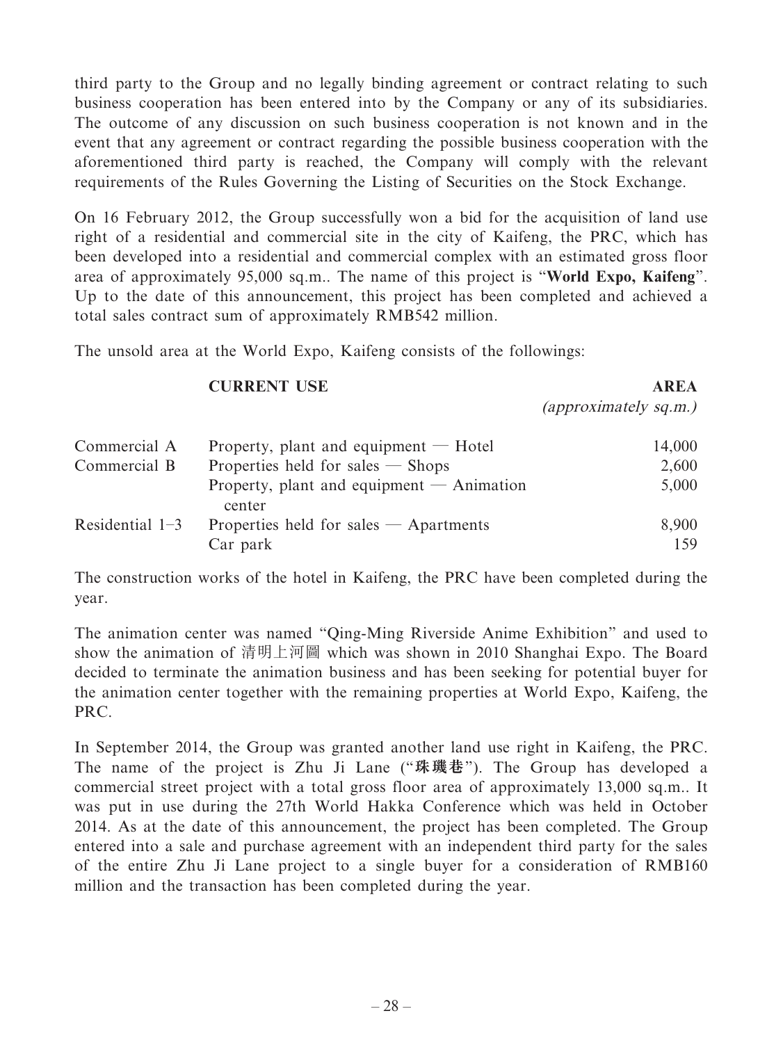third party to the Group and no legally binding agreement or contract relating to such business cooperation has been entered into by the Company or any of its subsidiaries. The outcome of any discussion on such business cooperation is not known and in the event that any agreement or contract regarding the possible business cooperation with the aforementioned third party is reached, the Company will comply with the relevant requirements of the Rules Governing the Listing of Securities on the Stock Exchange.

On 16 February 2012, the Group successfully won a bid for the acquisition of land use right of a residential and commercial site in the city of Kaifeng, the PRC, which has been developed into a residential and commercial complex with an estimated gross floor area of approximately 95,000 sq.m.. The name of this project is "**World Expo, Kaifeng**". Up to the date of this announcement, this project has been completed and achieved a total sales contract sum of approximately RMB542 million.

The unsold area at the World Expo, Kaifeng consists of the followings:

| | **CURRENT USE** | **AREA** *(approximately sq.m.)* |
|---|---|---|
| Commercial A | Property, plant and equipment — Hotel | 14,000 |
| Commercial B | Properties held for sales — Shops | 2,600 |
| | Property, plant and equipment — Animation center | 5,000 |
| Residential 1–3 | Properties held for sales — Apartments | 8,900 |
| | Car park | 159 |

The construction works of the hotel in Kaifeng, the PRC have been completed during the year.

The animation center was named "Qing-Ming Riverside Anime Exhibition" and used to show the animation of 清明上河圖 which was shown in 2010 Shanghai Expo. The Board decided to terminate the animation business and has been seeking for potential buyer for the animation center together with the remaining properties at World Expo, Kaifeng, the PRC.

In September 2014, the Group was granted another land use right in Kaifeng, the PRC. The name of the project is Zhu Ji Lane ("**珠璣巷**"). The Group has developed a commercial street project with a total gross floor area of approximately 13,000 sq.m.. It was put in use during the 27th World Hakka Conference which was held in October 2014. As at the date of this announcement, the project has been completed. The Group entered into a sale and purchase agreement with an independent third party for the sales of the entire Zhu Ji Lane project to a single buyer for a consideration of RMB160 million and the transaction has been completed during the year.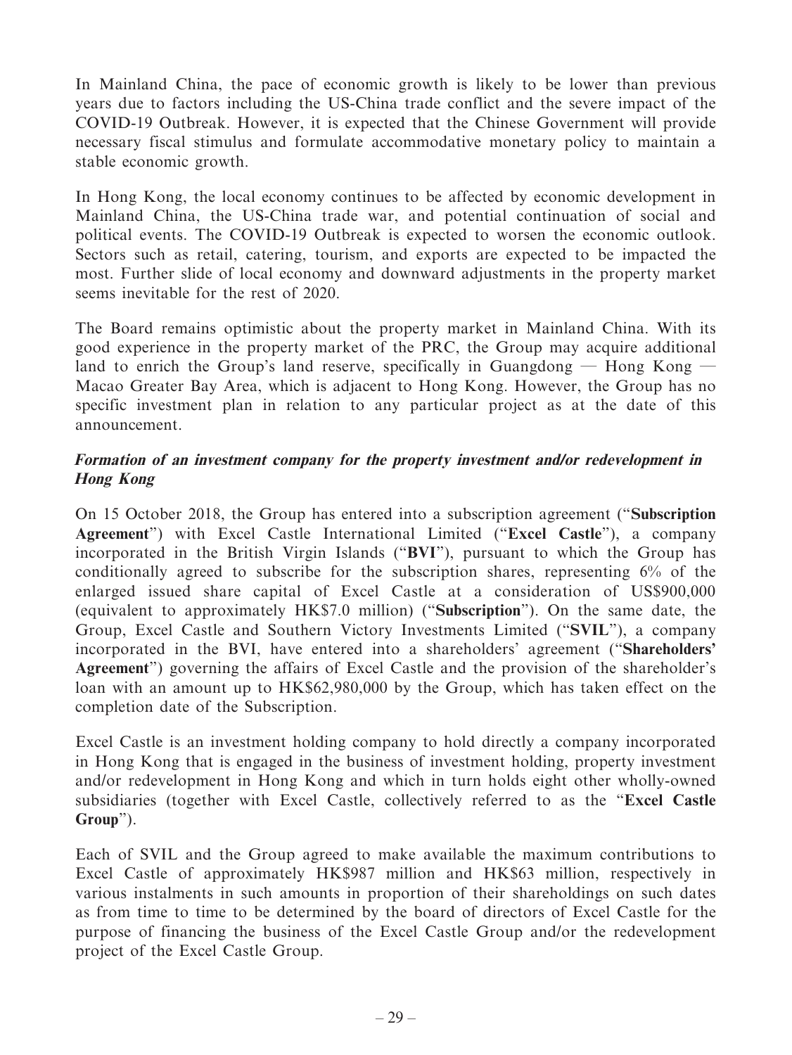In Mainland China, the pace of economic growth is likely to be lower than previous years due to factors including the US-China trade conflict and the severe impact of the COVID-19 Outbreak. However, it is expected that the Chinese Government will provide necessary fiscal stimulus and formulate accommodative monetary policy to maintain a stable economic growth.

In Hong Kong, the local economy continues to be affected by economic development in Mainland China, the US-China trade war, and potential continuation of social and political events. The COVID-19 Outbreak is expected to worsen the economic outlook. Sectors such as retail, catering, tourism, and exports are expected to be impacted the most. Further slide of local economy and downward adjustments in the property market seems inevitable for the rest of 2020.

The Board remains optimistic about the property market in Mainland China. With its good experience in the property market of the PRC, the Group may acquire additional land to enrich the Group's land reserve, specifically in Guangdong — Hong Kong — Macao Greater Bay Area, which is adjacent to Hong Kong. However, the Group has no specific investment plan in relation to any particular project as at the date of this announcement.

***Formation of an investment company for the property investment and/or redevelopment in Hong Kong***

On 15 October 2018, the Group has entered into a subscription agreement ("**Subscription Agreement**") with Excel Castle International Limited ("**Excel Castle**"), a company incorporated in the British Virgin Islands ("**BVI**"), pursuant to which the Group has conditionally agreed to subscribe for the subscription shares, representing 6% of the enlarged issued share capital of Excel Castle at a consideration of US$900,000 (equivalent to approximately HK$7.0 million) ("**Subscription**"). On the same date, the Group, Excel Castle and Southern Victory Investments Limited ("**SVIL**"), a company incorporated in the BVI, have entered into a shareholders' agreement ("**Shareholders' Agreement**") governing the affairs of Excel Castle and the provision of the shareholder's loan with an amount up to HK$62,980,000 by the Group, which has taken effect on the completion date of the Subscription.

Excel Castle is an investment holding company to hold directly a company incorporated in Hong Kong that is engaged in the business of investment holding, property investment and/or redevelopment in Hong Kong and which in turn holds eight other wholly-owned subsidiaries (together with Excel Castle, collectively referred to as the "**Excel Castle Group**").

Each of SVIL and the Group agreed to make available the maximum contributions to Excel Castle of approximately HK$987 million and HK$63 million, respectively in various instalments in such amounts in proportion of their shareholdings on such dates as from time to time to be determined by the board of directors of Excel Castle for the purpose of financing the business of the Excel Castle Group and/or the redevelopment project of the Excel Castle Group.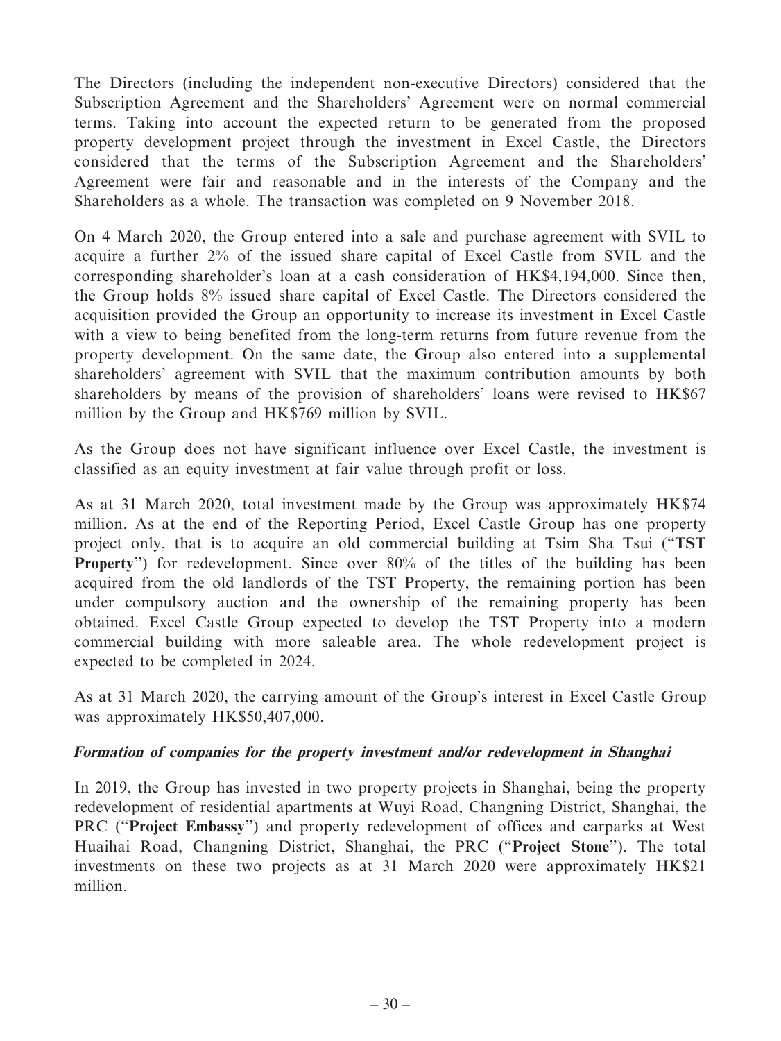The Directors (including the independent non-executive Directors) considered that the Subscription Agreement and the Shareholders' Agreement were on normal commercial terms. Taking into account the expected return to be generated from the proposed property development project through the investment in Excel Castle, the Directors considered that the terms of the Subscription Agreement and the Shareholders' Agreement were fair and reasonable and in the interests of the Company and the Shareholders as a whole. The transaction was completed on 9 November 2018.

On 4 March 2020, the Group entered into a sale and purchase agreement with SVIL to acquire a further 2% of the issued share capital of Excel Castle from SVIL and the corresponding shareholder's loan at a cash consideration of HK$4,194,000. Since then, the Group holds 8% issued share capital of Excel Castle. The Directors considered the acquisition provided the Group an opportunity to increase its investment in Excel Castle with a view to being benefited from the long-term returns from future revenue from the property development. On the same date, the Group also entered into a supplemental shareholders' agreement with SVIL that the maximum contribution amounts by both shareholders by means of the provision of shareholders' loans were revised to HK$67 million by the Group and HK$769 million by SVIL.

As the Group does not have significant influence over Excel Castle, the investment is classified as an equity investment at fair value through profit or loss.

As at 31 March 2020, total investment made by the Group was approximately HK$74 million. As at the end of the Reporting Period, Excel Castle Group has one property project only, that is to acquire an old commercial building at Tsim Sha Tsui ("**TST Property**") for redevelopment. Since over 80% of the titles of the building has been acquired from the old landlords of the TST Property, the remaining portion has been under compulsory auction and the ownership of the remaining property has been obtained. Excel Castle Group expected to develop the TST Property into a modern commercial building with more saleable area. The whole redevelopment project is expected to be completed in 2024.

As at 31 March 2020, the carrying amount of the Group's interest in Excel Castle Group was approximately HK$50,407,000.

***Formation of companies for the property investment and/or redevelopment in Shanghai***

In 2019, the Group has invested in two property projects in Shanghai, being the property redevelopment of residential apartments at Wuyi Road, Changning District, Shanghai, the PRC ("**Project Embassy**") and property redevelopment of offices and carparks at West Huaihai Road, Changning District, Shanghai, the PRC ("**Project Stone**"). The total investments on these two projects as at 31 March 2020 were approximately HK$21 million.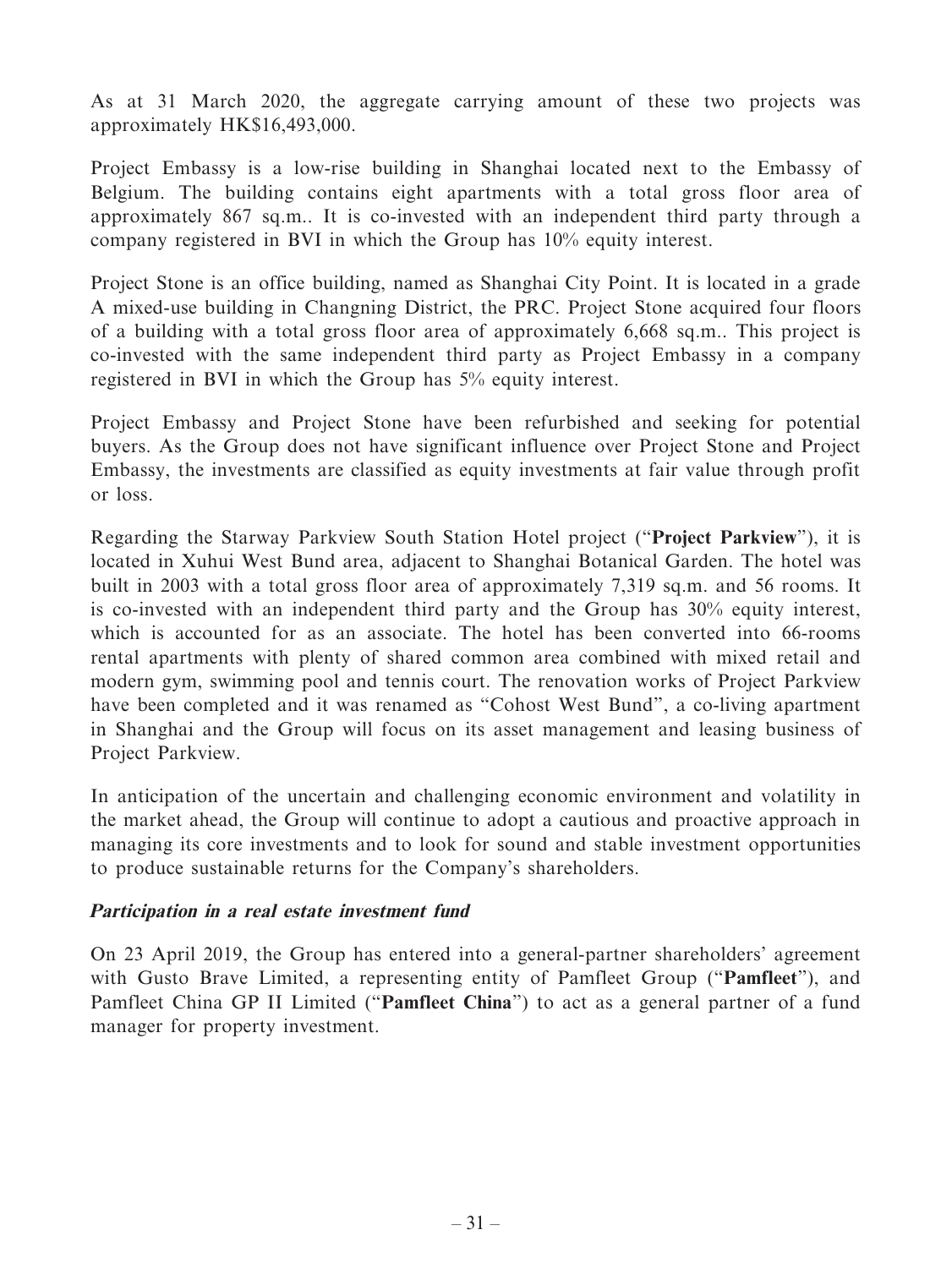As at 31 March 2020, the aggregate carrying amount of these two projects was approximately HK$16,493,000.

Project Embassy is a low-rise building in Shanghai located next to the Embassy of Belgium. The building contains eight apartments with a total gross floor area of approximately 867 sq.m.. It is co-invested with an independent third party through a company registered in BVI in which the Group has 10% equity interest.

Project Stone is an office building, named as Shanghai City Point. It is located in a grade A mixed-use building in Changning District, the PRC. Project Stone acquired four floors of a building with a total gross floor area of approximately 6,668 sq.m.. This project is co-invested with the same independent third party as Project Embassy in a company registered in BVI in which the Group has 5% equity interest.

Project Embassy and Project Stone have been refurbished and seeking for potential buyers. As the Group does not have significant influence over Project Stone and Project Embassy, the investments are classified as equity investments at fair value through profit or loss.

Regarding the Starway Parkview South Station Hotel project ("**Project Parkview**"), it is located in Xuhui West Bund area, adjacent to Shanghai Botanical Garden. The hotel was built in 2003 with a total gross floor area of approximately 7,319 sq.m. and 56 rooms. It is co-invested with an independent third party and the Group has 30% equity interest, which is accounted for as an associate. The hotel has been converted into 66-rooms rental apartments with plenty of shared common area combined with mixed retail and modern gym, swimming pool and tennis court. The renovation works of Project Parkview have been completed and it was renamed as "Cohost West Bund", a co-living apartment in Shanghai and the Group will focus on its asset management and leasing business of Project Parkview.

In anticipation of the uncertain and challenging economic environment and volatility in the market ahead, the Group will continue to adopt a cautious and proactive approach in managing its core investments and to look for sound and stable investment opportunities to produce sustainable returns for the Company's shareholders.

***Participation in a real estate investment fund***

On 23 April 2019, the Group has entered into a general-partner shareholders' agreement with Gusto Brave Limited, a representing entity of Pamfleet Group ("**Pamfleet**"), and Pamfleet China GP II Limited ("**Pamfleet China**") to act as a general partner of a fund manager for property investment.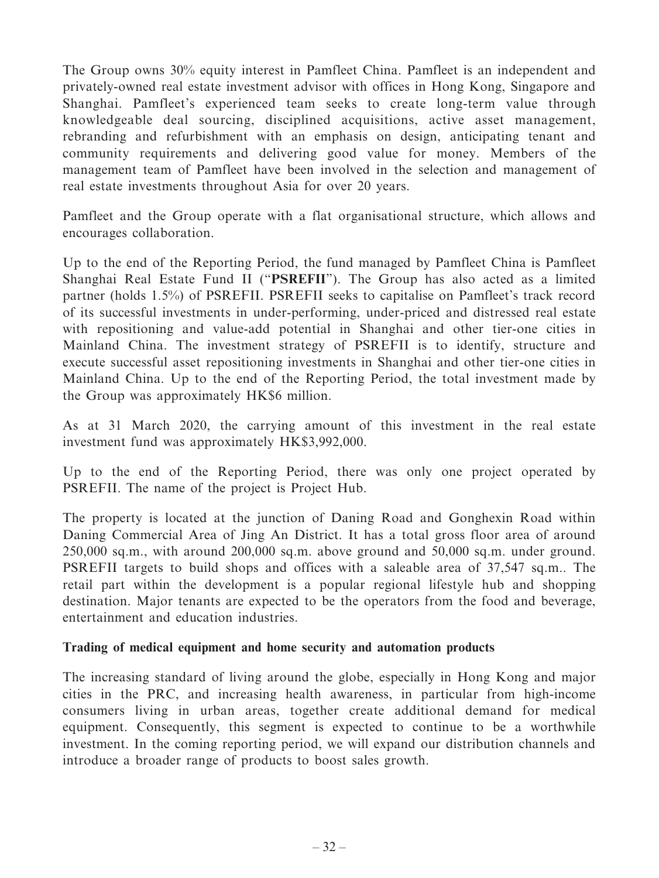The Group owns 30% equity interest in Pamfleet China. Pamfleet is an independent and privately-owned real estate investment advisor with offices in Hong Kong, Singapore and Shanghai. Pamfleet's experienced team seeks to create long-term value through knowledgeable deal sourcing, disciplined acquisitions, active asset management, rebranding and refurbishment with an emphasis on design, anticipating tenant and community requirements and delivering good value for money. Members of the management team of Pamfleet have been involved in the selection and management of real estate investments throughout Asia for over 20 years.

Pamfleet and the Group operate with a flat organisational structure, which allows and encourages collaboration.

Up to the end of the Reporting Period, the fund managed by Pamfleet China is Pamfleet Shanghai Real Estate Fund II ("**PSREFII**"). The Group has also acted as a limited partner (holds 1.5%) of PSREFII. PSREFII seeks to capitalise on Pamfleet's track record of its successful investments in under-performing, under-priced and distressed real estate with repositioning and value-add potential in Shanghai and other tier-one cities in Mainland China. The investment strategy of PSREFII is to identify, structure and execute successful asset repositioning investments in Shanghai and other tier-one cities in Mainland China. Up to the end of the Reporting Period, the total investment made by the Group was approximately HK$6 million.

As at 31 March 2020, the carrying amount of this investment in the real estate investment fund was approximately HK$3,992,000.

Up to the end of the Reporting Period, there was only one project operated by PSREFII. The name of the project is Project Hub.

The property is located at the junction of Daning Road and Gonghexin Road within Daning Commercial Area of Jing An District. It has a total gross floor area of around 250,000 sq.m., with around 200,000 sq.m. above ground and 50,000 sq.m. under ground. PSREFII targets to build shops and offices with a saleable area of 37,547 sq.m.. The retail part within the development is a popular regional lifestyle hub and shopping destination. Major tenants are expected to be the operators from the food and beverage, entertainment and education industries.

**Trading of medical equipment and home security and automation products**

The increasing standard of living around the globe, especially in Hong Kong and major cities in the PRC, and increasing health awareness, in particular from high-income consumers living in urban areas, together create additional demand for medical equipment. Consequently, this segment is expected to continue to be a worthwhile investment. In the coming reporting period, we will expand our distribution channels and introduce a broader range of products to boost sales growth.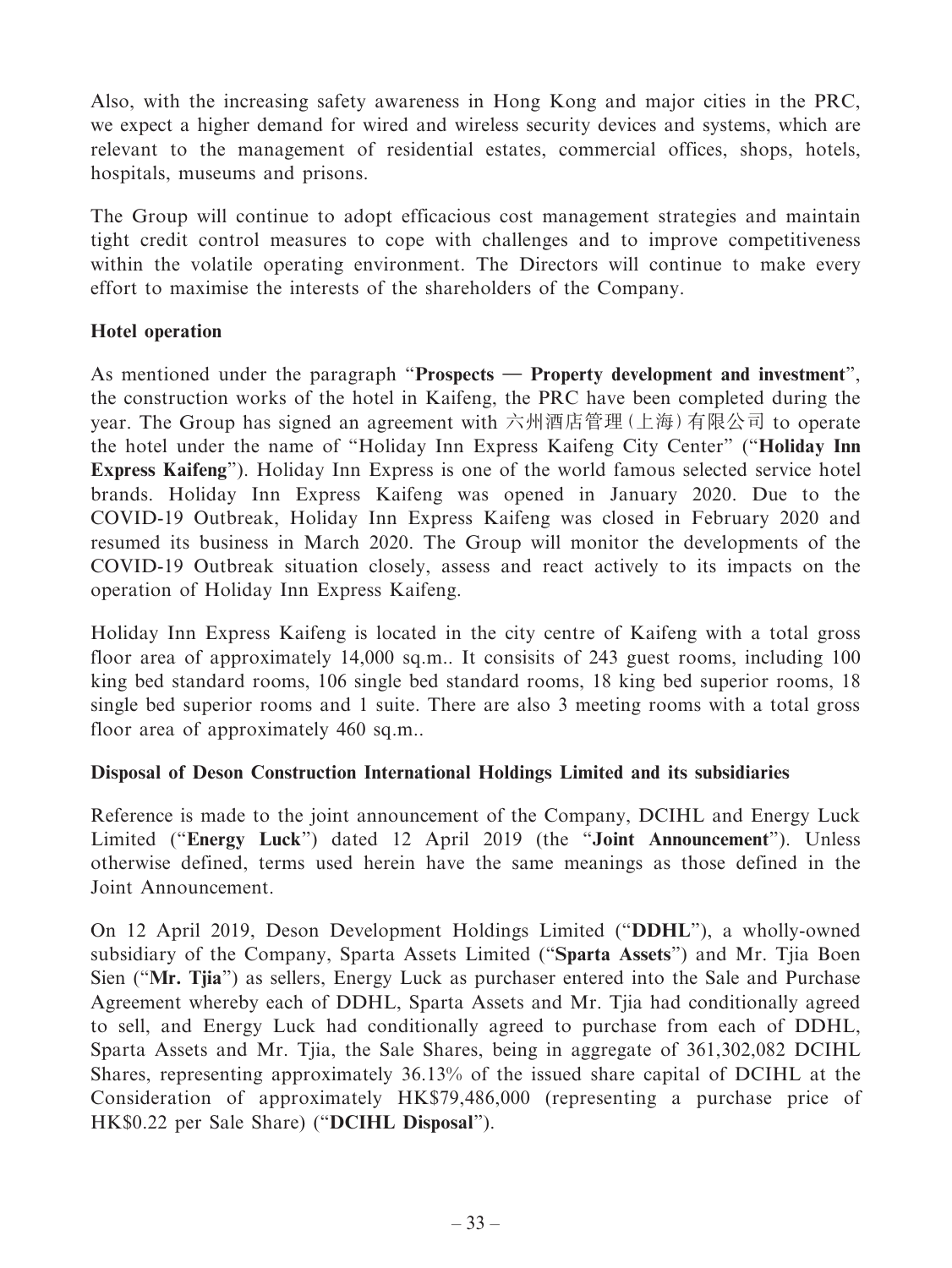Also, with the increasing safety awareness in Hong Kong and major cities in the PRC, we expect a higher demand for wired and wireless security devices and systems, which are relevant to the management of residential estates, commercial offices, shops, hotels, hospitals, museums and prisons.

The Group will continue to adopt efficacious cost management strategies and maintain tight credit control measures to cope with challenges and to improve competitiveness within the volatile operating environment. The Directors will continue to make every effort to maximise the interests of the shareholders of the Company.

**Hotel operation**

As mentioned under the paragraph "**Prospects — Property development and investment**", the construction works of the hotel in Kaifeng, the PRC have been completed during the year. The Group has signed an agreement with 六州酒店管理(上海)有限公司 to operate the hotel under the name of "Holiday Inn Express Kaifeng City Center" ("**Holiday Inn Express Kaifeng**"). Holiday Inn Express is one of the world famous selected service hotel brands. Holiday Inn Express Kaifeng was opened in January 2020. Due to the COVID-19 Outbreak, Holiday Inn Express Kaifeng was closed in February 2020 and resumed its business in March 2020. The Group will monitor the developments of the COVID-19 Outbreak situation closely, assess and react actively to its impacts on the operation of Holiday Inn Express Kaifeng.

Holiday Inn Express Kaifeng is located in the city centre of Kaifeng with a total gross floor area of approximately 14,000 sq.m.. It consisits of 243 guest rooms, including 100 king bed standard rooms, 106 single bed standard rooms, 18 king bed superior rooms, 18 single bed superior rooms and 1 suite. There are also 3 meeting rooms with a total gross floor area of approximately 460 sq.m..

**Disposal of Deson Construction International Holdings Limited and its subsidiaries**

Reference is made to the joint announcement of the Company, DCIHL and Energy Luck Limited ("**Energy Luck**") dated 12 April 2019 (the "**Joint Announcement**"). Unless otherwise defined, terms used herein have the same meanings as those defined in the Joint Announcement.

On 12 April 2019, Deson Development Holdings Limited ("**DDHL**"), a wholly-owned subsidiary of the Company, Sparta Assets Limited ("**Sparta Assets**") and Mr. Tjia Boen Sien ("**Mr. Tjia**") as sellers, Energy Luck as purchaser entered into the Sale and Purchase Agreement whereby each of DDHL, Sparta Assets and Mr. Tjia had conditionally agreed to sell, and Energy Luck had conditionally agreed to purchase from each of DDHL, Sparta Assets and Mr. Tjia, the Sale Shares, being in aggregate of 361,302,082 DCIHL Shares, representing approximately 36.13% of the issued share capital of DCIHL at the Consideration of approximately HK$79,486,000 (representing a purchase price of HK$0.22 per Sale Share) ("**DCIHL Disposal**").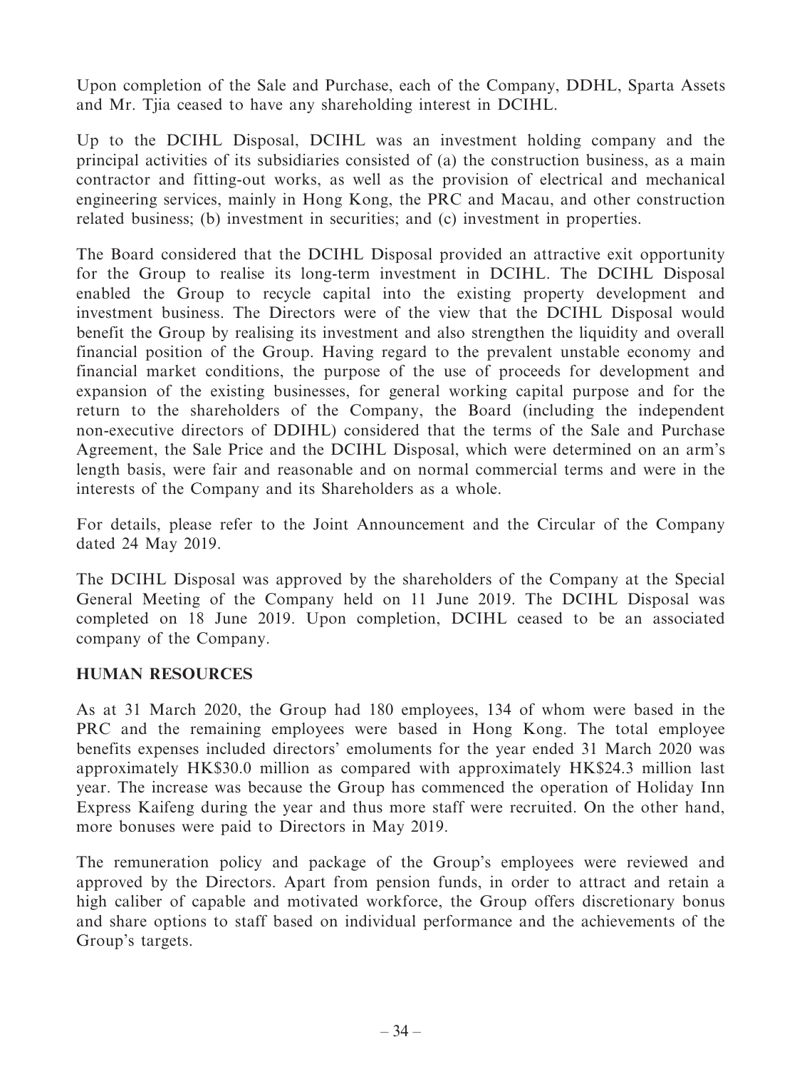Upon completion of the Sale and Purchase, each of the Company, DDHL, Sparta Assets and Mr. Tjia ceased to have any shareholding interest in DCIHL.

Up to the DCIHL Disposal, DCIHL was an investment holding company and the principal activities of its subsidiaries consisted of (a) the construction business, as a main contractor and fitting-out works, as well as the provision of electrical and mechanical engineering services, mainly in Hong Kong, the PRC and Macau, and other construction related business; (b) investment in securities; and (c) investment in properties.

The Board considered that the DCIHL Disposal provided an attractive exit opportunity for the Group to realise its long-term investment in DCIHL. The DCIHL Disposal enabled the Group to recycle capital into the existing property development and investment business. The Directors were of the view that the DCIHL Disposal would benefit the Group by realising its investment and also strengthen the liquidity and overall financial position of the Group. Having regard to the prevalent unstable economy and financial market conditions, the purpose of the use of proceeds for development and expansion of the existing businesses, for general working capital purpose and for the return to the shareholders of the Company, the Board (including the independent non-executive directors of DDIHL) considered that the terms of the Sale and Purchase Agreement, the Sale Price and the DCIHL Disposal, which were determined on an arm's length basis, were fair and reasonable and on normal commercial terms and were in the interests of the Company and its Shareholders as a whole.

For details, please refer to the Joint Announcement and the Circular of the Company dated 24 May 2019.

The DCIHL Disposal was approved by the shareholders of the Company at the Special General Meeting of the Company held on 11 June 2019. The DCIHL Disposal was completed on 18 June 2019. Upon completion, DCIHL ceased to be an associated company of the Company.

## HUMAN RESOURCES

As at 31 March 2020, the Group had 180 employees, 134 of whom were based in the PRC and the remaining employees were based in Hong Kong. The total employee benefits expenses included directors' emoluments for the year ended 31 March 2020 was approximately HK$30.0 million as compared with approximately HK$24.3 million last year. The increase was because the Group has commenced the operation of Holiday Inn Express Kaifeng during the year and thus more staff were recruited. On the other hand, more bonuses were paid to Directors in May 2019.

The remuneration policy and package of the Group's employees were reviewed and approved by the Directors. Apart from pension funds, in order to attract and retain a high caliber of capable and motivated workforce, the Group offers discretionary bonus and share options to staff based on individual performance and the achievements of the Group's targets.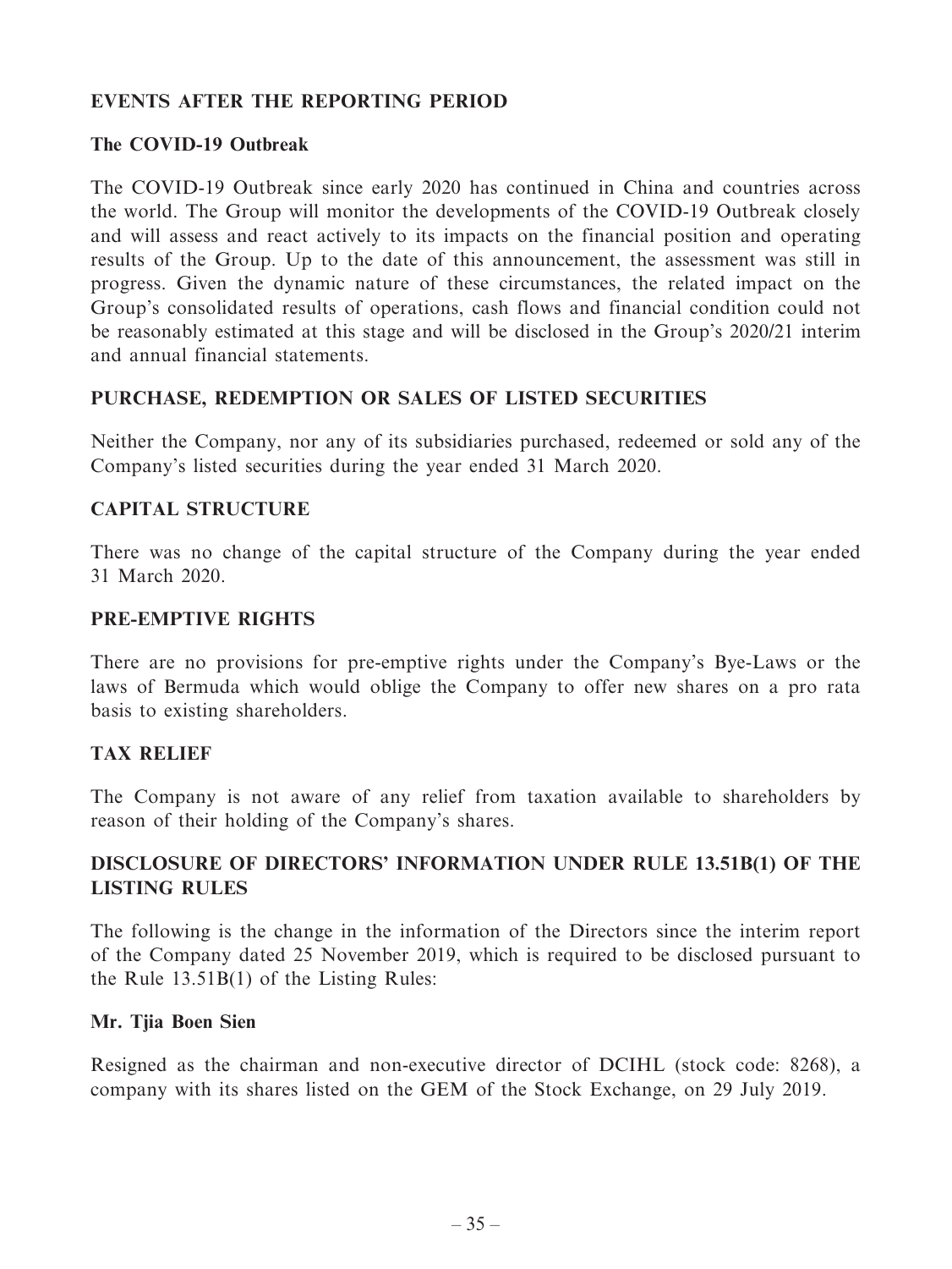## EVENTS AFTER THE REPORTING PERIOD

### The COVID-19 Outbreak

The COVID-19 Outbreak since early 2020 has continued in China and countries across the world. The Group will monitor the developments of the COVID-19 Outbreak closely and will assess and react actively to its impacts on the financial position and operating results of the Group. Up to the date of this announcement, the assessment was still in progress. Given the dynamic nature of these circumstances, the related impact on the Group's consolidated results of operations, cash flows and financial condition could not be reasonably estimated at this stage and will be disclosed in the Group's 2020/21 interim and annual financial statements.

## PURCHASE, REDEMPTION OR SALES OF LISTED SECURITIES

Neither the Company, nor any of its subsidiaries purchased, redeemed or sold any of the Company's listed securities during the year ended 31 March 2020.

## CAPITAL STRUCTURE

There was no change of the capital structure of the Company during the year ended 31 March 2020.

## PRE-EMPTIVE RIGHTS

There are no provisions for pre-emptive rights under the Company's Bye-Laws or the laws of Bermuda which would oblige the Company to offer new shares on a pro rata basis to existing shareholders.

## TAX RELIEF

The Company is not aware of any relief from taxation available to shareholders by reason of their holding of the Company's shares.

## DISCLOSURE OF DIRECTORS' INFORMATION UNDER RULE 13.51B(1) OF THE LISTING RULES

The following is the change in the information of the Directors since the interim report of the Company dated 25 November 2019, which is required to be disclosed pursuant to the Rule 13.51B(1) of the Listing Rules:

### Mr. Tjia Boen Sien

Resigned as the chairman and non-executive director of DCIHL (stock code: 8268), a company with its shares listed on the GEM of the Stock Exchange, on 29 July 2019.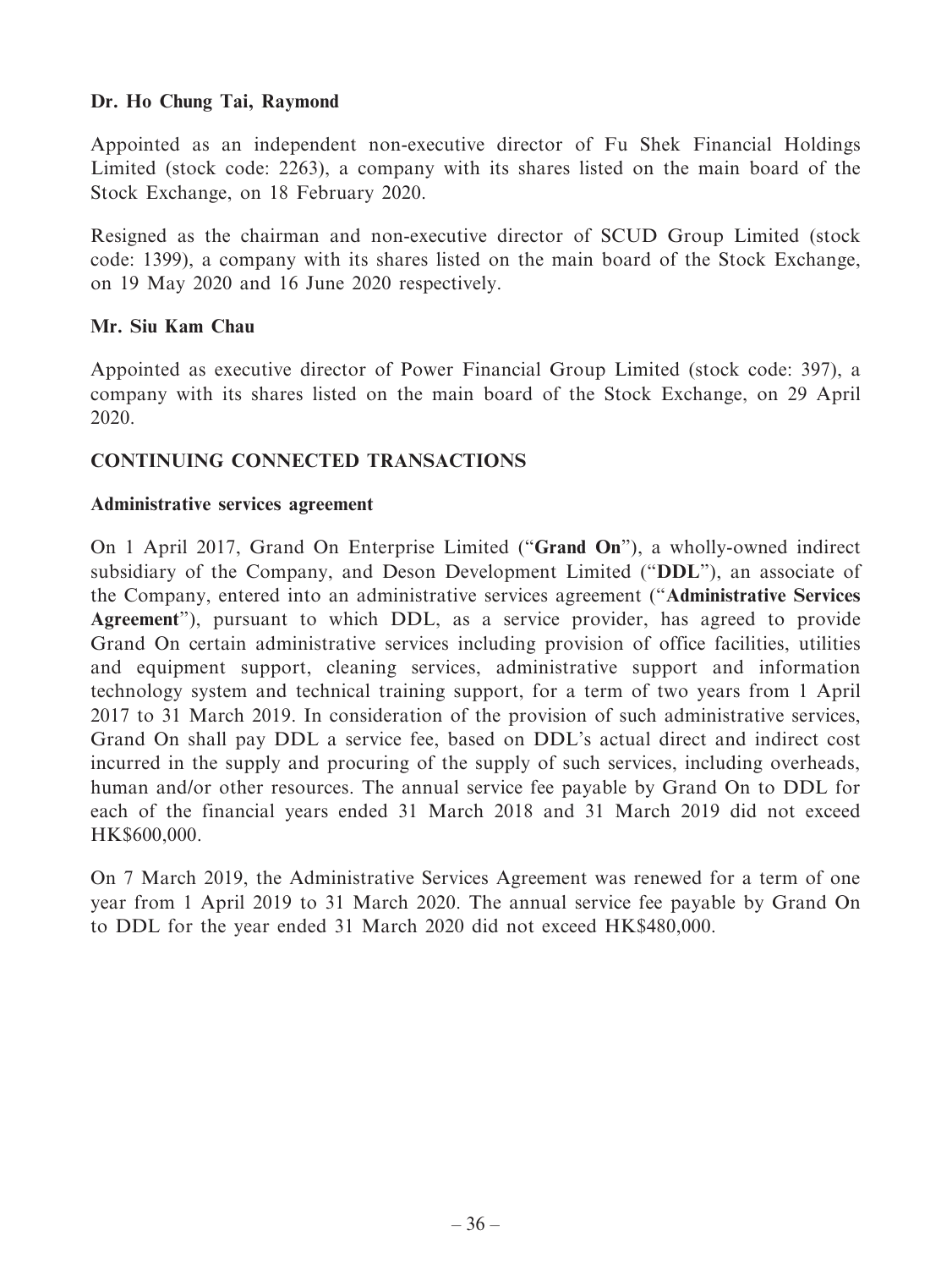**Dr. Ho Chung Tai, Raymond**

Appointed as an independent non-executive director of Fu Shek Financial Holdings Limited (stock code: 2263), a company with its shares listed on the main board of the Stock Exchange, on 18 February 2020.

Resigned as the chairman and non-executive director of SCUD Group Limited (stock code: 1399), a company with its shares listed on the main board of the Stock Exchange, on 19 May 2020 and 16 June 2020 respectively.

**Mr. Siu Kam Chau**

Appointed as executive director of Power Financial Group Limited (stock code: 397), a company with its shares listed on the main board of the Stock Exchange, on 29 April 2020.

## CONTINUING CONNECTED TRANSACTIONS

**Administrative services agreement**

On 1 April 2017, Grand On Enterprise Limited ("**Grand On**"), a wholly-owned indirect subsidiary of the Company, and Deson Development Limited ("**DDL**"), an associate of the Company, entered into an administrative services agreement ("**Administrative Services Agreement**"), pursuant to which DDL, as a service provider, has agreed to provide Grand On certain administrative services including provision of office facilities, utilities and equipment support, cleaning services, administrative support and information technology system and technical training support, for a term of two years from 1 April 2017 to 31 March 2019. In consideration of the provision of such administrative services, Grand On shall pay DDL a service fee, based on DDL's actual direct and indirect cost incurred in the supply and procuring of the supply of such services, including overheads, human and/or other resources. The annual service fee payable by Grand On to DDL for each of the financial years ended 31 March 2018 and 31 March 2019 did not exceed HK$600,000.

On 7 March 2019, the Administrative Services Agreement was renewed for a term of one year from 1 April 2019 to 31 March 2020. The annual service fee payable by Grand On to DDL for the year ended 31 March 2020 did not exceed HK$480,000.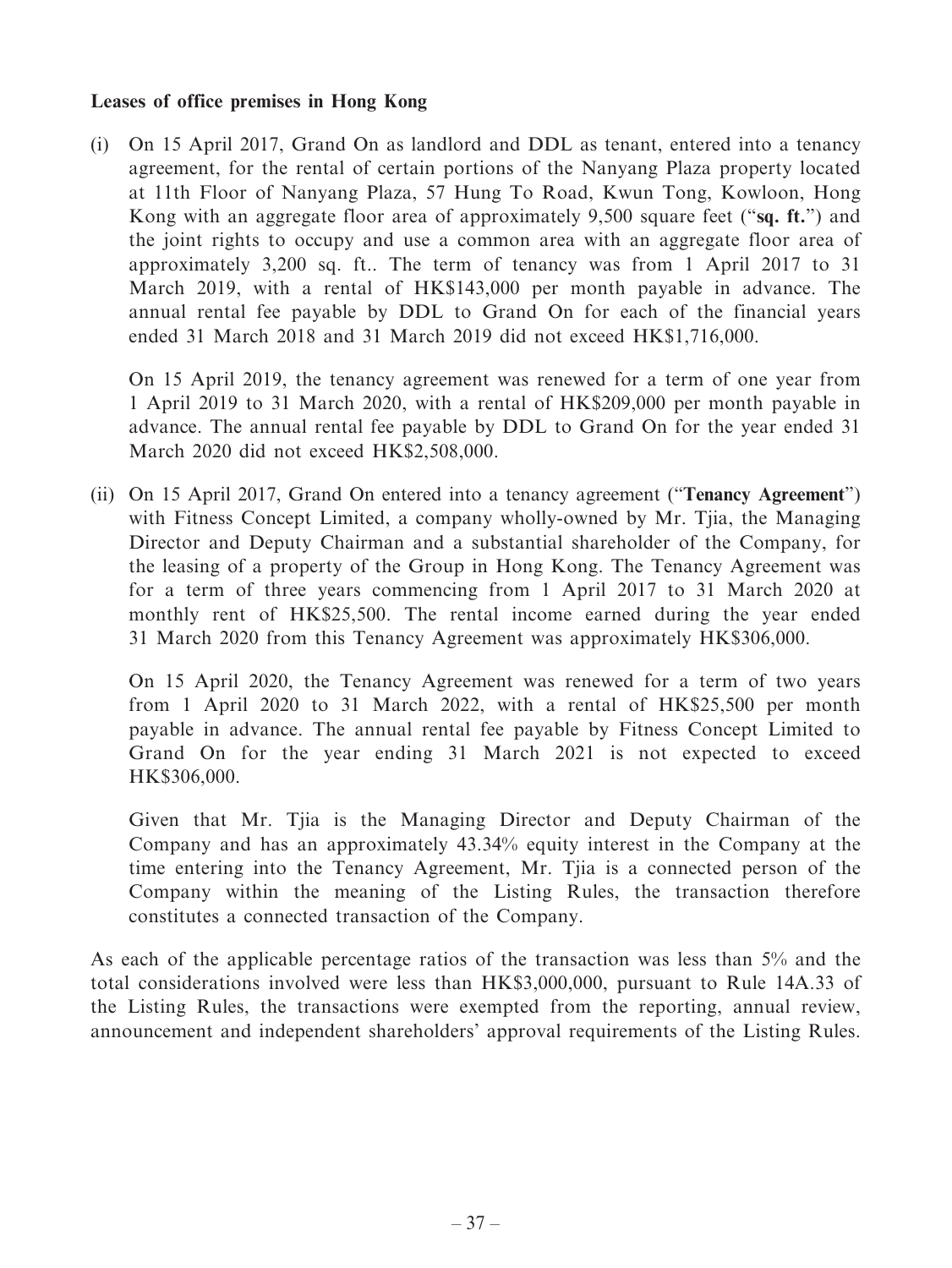**Leases of office premises in Hong Kong**

(i) On 15 April 2017, Grand On as landlord and DDL as tenant, entered into a tenancy agreement, for the rental of certain portions of the Nanyang Plaza property located at 11th Floor of Nanyang Plaza, 57 Hung To Road, Kwun Tong, Kowloon, Hong Kong with an aggregate floor area of approximately 9,500 square feet ("**sq. ft.**") and the joint rights to occupy and use a common area with an aggregate floor area of approximately 3,200 sq. ft.. The term of tenancy was from 1 April 2017 to 31 March 2019, with a rental of HK$143,000 per month payable in advance. The annual rental fee payable by DDL to Grand On for each of the financial years ended 31 March 2018 and 31 March 2019 did not exceed HK$1,716,000.

On 15 April 2019, the tenancy agreement was renewed for a term of one year from 1 April 2019 to 31 March 2020, with a rental of HK$209,000 per month payable in advance. The annual rental fee payable by DDL to Grand On for the year ended 31 March 2020 did not exceed HK$2,508,000.

(ii) On 15 April 2017, Grand On entered into a tenancy agreement ("**Tenancy Agreement**") with Fitness Concept Limited, a company wholly-owned by Mr. Tjia, the Managing Director and Deputy Chairman and a substantial shareholder of the Company, for the leasing of a property of the Group in Hong Kong. The Tenancy Agreement was for a term of three years commencing from 1 April 2017 to 31 March 2020 at monthly rent of HK$25,500. The rental income earned during the year ended 31 March 2020 from this Tenancy Agreement was approximately HK$306,000.

On 15 April 2020, the Tenancy Agreement was renewed for a term of two years from 1 April 2020 to 31 March 2022, with a rental of HK$25,500 per month payable in advance. The annual rental fee payable by Fitness Concept Limited to Grand On for the year ending 31 March 2021 is not expected to exceed HK$306,000.

Given that Mr. Tjia is the Managing Director and Deputy Chairman of the Company and has an approximately 43.34% equity interest in the Company at the time entering into the Tenancy Agreement, Mr. Tjia is a connected person of the Company within the meaning of the Listing Rules, the transaction therefore constitutes a connected transaction of the Company.

As each of the applicable percentage ratios of the transaction was less than 5% and the total considerations involved were less than HK$3,000,000, pursuant to Rule 14A.33 of the Listing Rules, the transactions were exempted from the reporting, annual review, announcement and independent shareholders' approval requirements of the Listing Rules.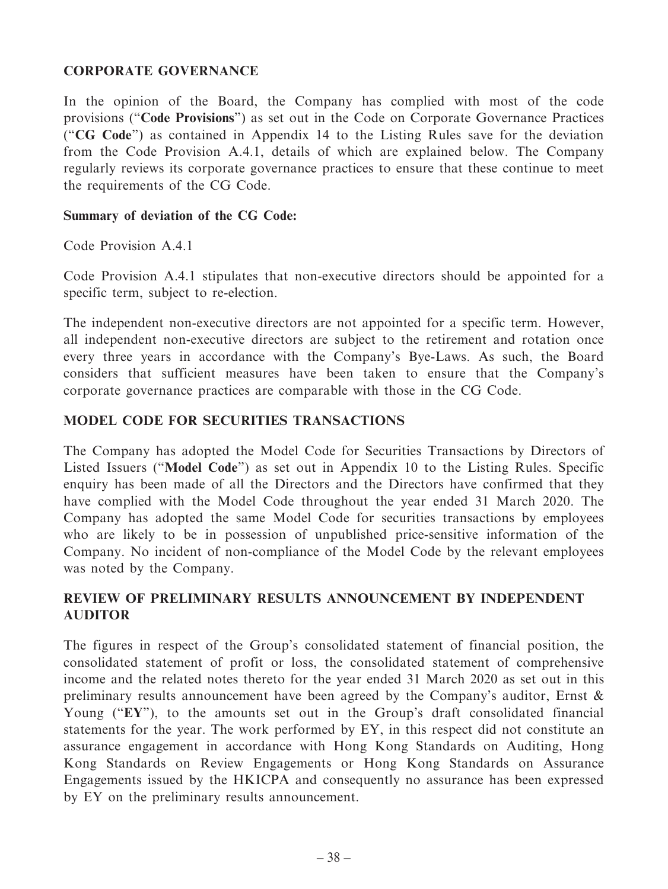## CORPORATE GOVERNANCE

In the opinion of the Board, the Company has complied with most of the code provisions ("**Code Provisions**") as set out in the Code on Corporate Governance Practices ("**CG Code**") as contained in Appendix 14 to the Listing Rules save for the deviation from the Code Provision A.4.1, details of which are explained below. The Company regularly reviews its corporate governance practices to ensure that these continue to meet the requirements of the CG Code.

**Summary of deviation of the CG Code:**

Code Provision A.4.1

Code Provision A.4.1 stipulates that non-executive directors should be appointed for a specific term, subject to re-election.

The independent non-executive directors are not appointed for a specific term. However, all independent non-executive directors are subject to the retirement and rotation once every three years in accordance with the Company's Bye-Laws. As such, the Board considers that sufficient measures have been taken to ensure that the Company's corporate governance practices are comparable with those in the CG Code.

## MODEL CODE FOR SECURITIES TRANSACTIONS

The Company has adopted the Model Code for Securities Transactions by Directors of Listed Issuers ("**Model Code**") as set out in Appendix 10 to the Listing Rules. Specific enquiry has been made of all the Directors and the Directors have confirmed that they have complied with the Model Code throughout the year ended 31 March 2020. The Company has adopted the same Model Code for securities transactions by employees who are likely to be in possession of unpublished price-sensitive information of the Company. No incident of non-compliance of the Model Code by the relevant employees was noted by the Company.

## REVIEW OF PRELIMINARY RESULTS ANNOUNCEMENT BY INDEPENDENT AUDITOR

The figures in respect of the Group's consolidated statement of financial position, the consolidated statement of profit or loss, the consolidated statement of comprehensive income and the related notes thereto for the year ended 31 March 2020 as set out in this preliminary results announcement have been agreed by the Company's auditor, Ernst & Young ("**EY**"), to the amounts set out in the Group's draft consolidated financial statements for the year. The work performed by EY, in this respect did not constitute an assurance engagement in accordance with Hong Kong Standards on Auditing, Hong Kong Standards on Review Engagements or Hong Kong Standards on Assurance Engagements issued by the HKICPA and consequently no assurance has been expressed by EY on the preliminary results announcement.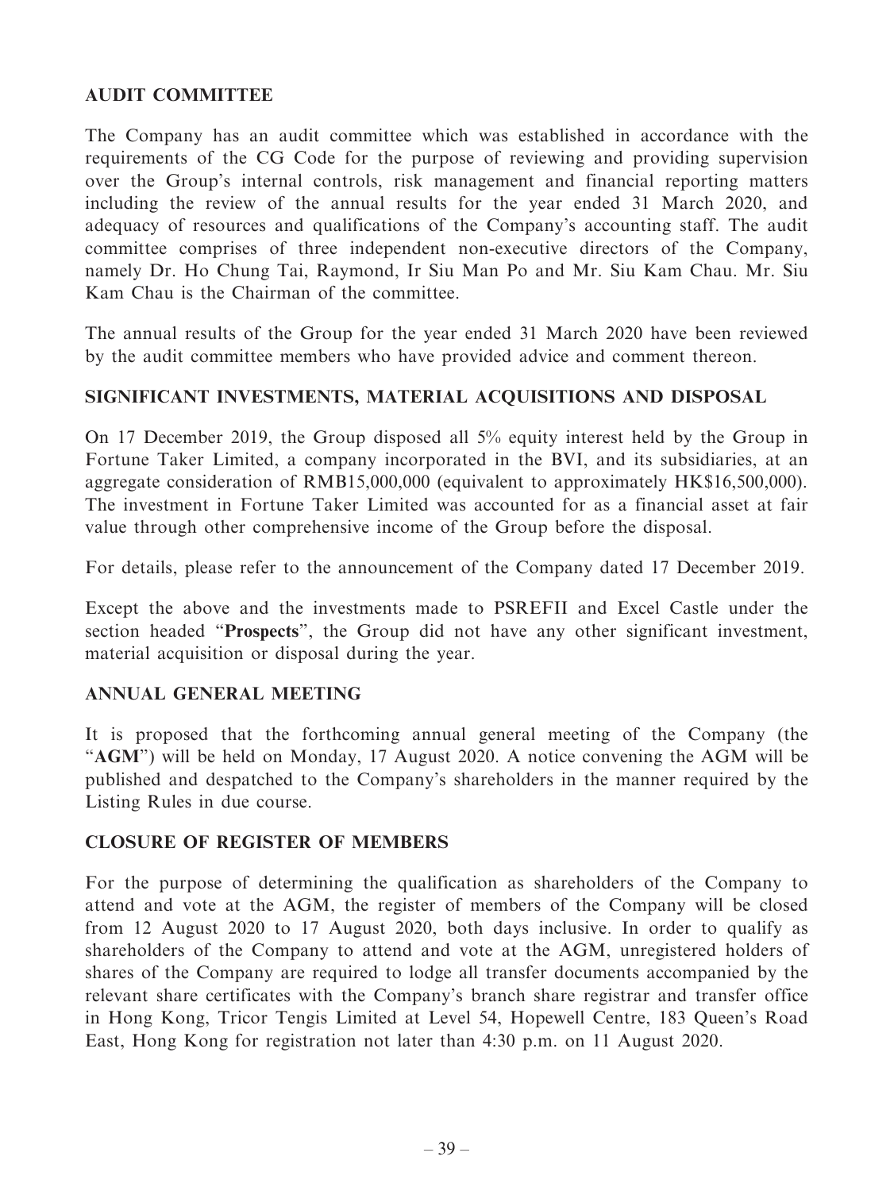## AUDIT COMMITTEE

The Company has an audit committee which was established in accordance with the requirements of the CG Code for the purpose of reviewing and providing supervision over the Group's internal controls, risk management and financial reporting matters including the review of the annual results for the year ended 31 March 2020, and adequacy of resources and qualifications of the Company's accounting staff. The audit committee comprises of three independent non-executive directors of the Company, namely Dr. Ho Chung Tai, Raymond, Ir Siu Man Po and Mr. Siu Kam Chau. Mr. Siu Kam Chau is the Chairman of the committee.

The annual results of the Group for the year ended 31 March 2020 have been reviewed by the audit committee members who have provided advice and comment thereon.

## SIGNIFICANT INVESTMENTS, MATERIAL ACQUISITIONS AND DISPOSAL

On 17 December 2019, the Group disposed all 5% equity interest held by the Group in Fortune Taker Limited, a company incorporated in the BVI, and its subsidiaries, at an aggregate consideration of RMB15,000,000 (equivalent to approximately HK$16,500,000). The investment in Fortune Taker Limited was accounted for as a financial asset at fair value through other comprehensive income of the Group before the disposal.

For details, please refer to the announcement of the Company dated 17 December 2019.

Except the above and the investments made to PSREFII and Excel Castle under the section headed "**Prospects**", the Group did not have any other significant investment, material acquisition or disposal during the year.

## ANNUAL GENERAL MEETING

It is proposed that the forthcoming annual general meeting of the Company (the "**AGM**") will be held on Monday, 17 August 2020. A notice convening the AGM will be published and despatched to the Company's shareholders in the manner required by the Listing Rules in due course.

## CLOSURE OF REGISTER OF MEMBERS

For the purpose of determining the qualification as shareholders of the Company to attend and vote at the AGM, the register of members of the Company will be closed from 12 August 2020 to 17 August 2020, both days inclusive. In order to qualify as shareholders of the Company to attend and vote at the AGM, unregistered holders of shares of the Company are required to lodge all transfer documents accompanied by the relevant share certificates with the Company's branch share registrar and transfer office in Hong Kong, Tricor Tengis Limited at Level 54, Hopewell Centre, 183 Queen's Road East, Hong Kong for registration not later than 4:30 p.m. on 11 August 2020.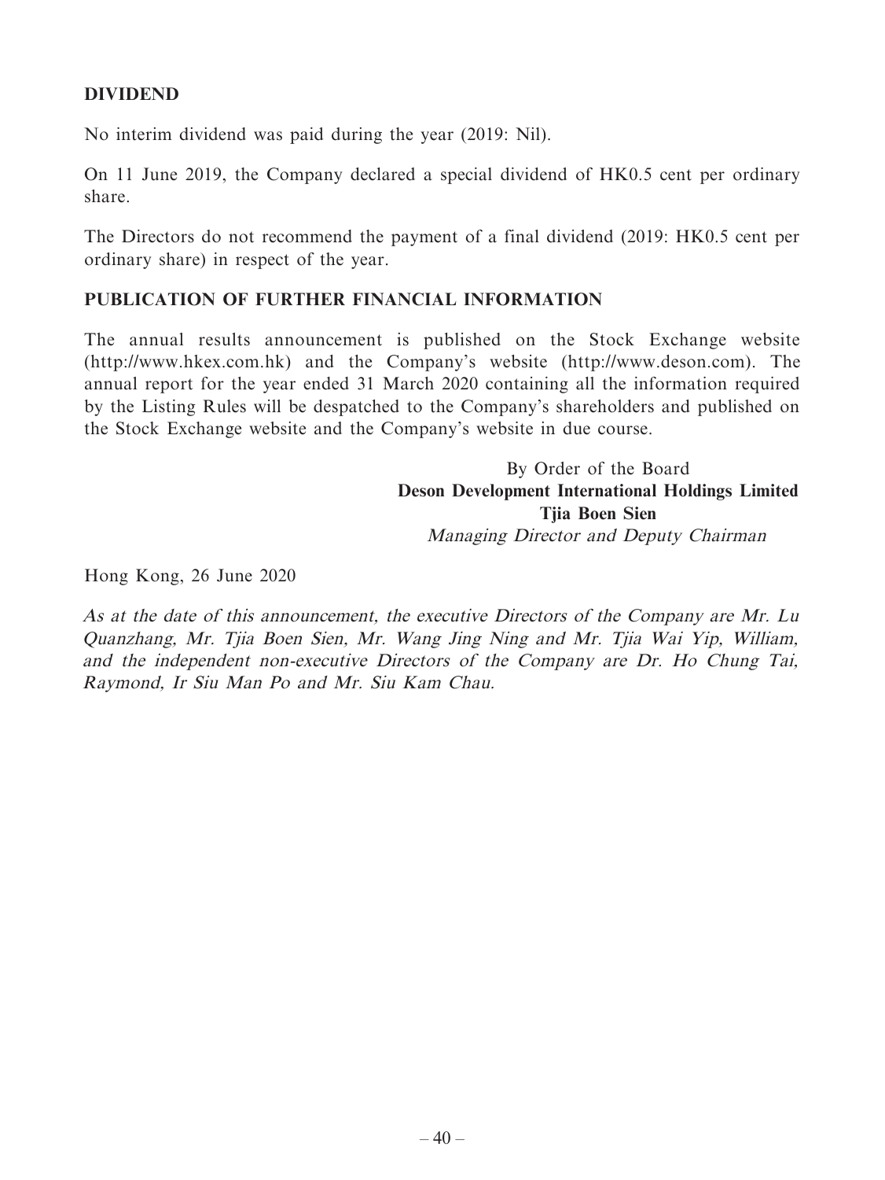## DIVIDEND

No interim dividend was paid during the year (2019: Nil).

On 11 June 2019, the Company declared a special dividend of HK0.5 cent per ordinary share.

The Directors do not recommend the payment of a final dividend (2019: HK0.5 cent per ordinary share) in respect of the year.

## PUBLICATION OF FURTHER FINANCIAL INFORMATION

The annual results announcement is published on the Stock Exchange website (http://www.hkex.com.hk) and the Company's website (http://www.deson.com). The annual report for the year ended 31 March 2020 containing all the information required by the Listing Rules will be despatched to the Company's shareholders and published on the Stock Exchange website and the Company's website in due course.

By Order of the Board
**Deson Development International Holdings Limited**
**Tjia Boen Sien**
*Managing Director and Deputy Chairman*

Hong Kong, 26 June 2020

*As at the date of this announcement, the executive Directors of the Company are Mr. Lu Quanzhang, Mr. Tjia Boen Sien, Mr. Wang Jing Ning and Mr. Tjia Wai Yip, William, and the independent non-executive Directors of the Company are Dr. Ho Chung Tai, Raymond, Ir Siu Man Po and Mr. Siu Kam Chau.*